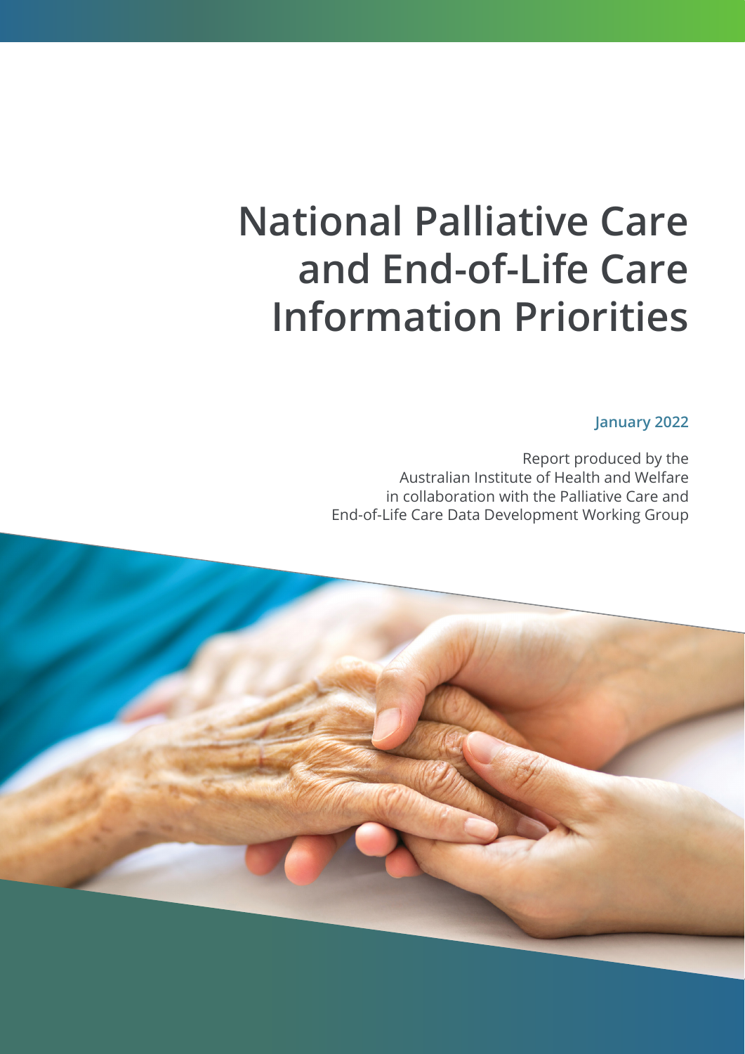# National Palliative Care and End-of-Life Care Information Priorities

**January 2022**

Report produced by the Australian Institute of Health and Welfare in collaboration with the Palliative Care and End-of-Life Care Data Development Working Group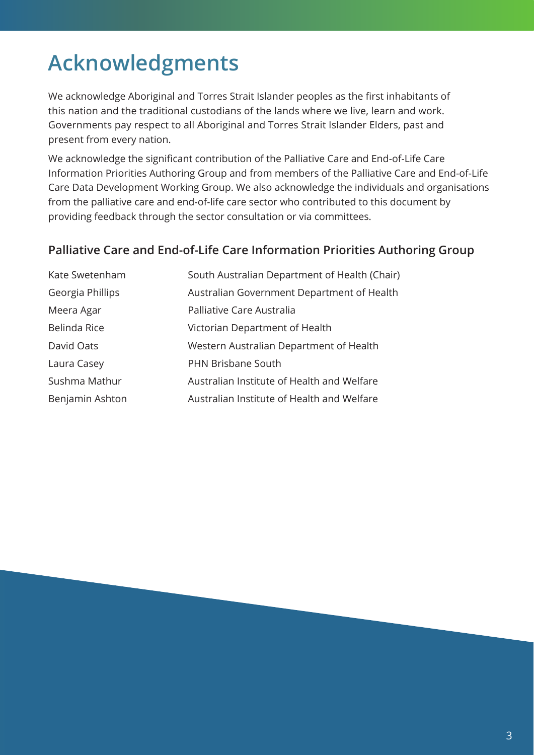# Acknowledgments

We acknowledge Aboriginal and Torres Strait Islander peoples as the first inhabitants of this nation and the traditional custodians of the lands where we live, learn and work. Governments pay respect to all Aboriginal and Torres Strait Islander Elders, past and present from every nation.

We acknowledge the significant contribution of the Palliative Care and End-of-Life Care Information Priorities Authoring Group and from members of the Palliative Care and End-of-Life Care Data Development Working Group. We also acknowledge the individuals and organisations from the palliative care and end-of-life care sector who contributed to this document by providing feedback through the sector consultation or via committees.

## Palliative Care and End-of-Life Care Information Priorities Authoring Group

| | |
|---|---|
| Kate Swetenham | South Australian Department of Health (Chair) |
| Georgia Phillips | Australian Government Department of Health |
| Meera Agar | Palliative Care Australia |
| Belinda Rice | Victorian Department of Health |
| David Oats | Western Australian Department of Health |
| Laura Casey | PHN Brisbane South |
| Sushma Mathur | Australian Institute of Health and Welfare |
| Benjamin Ashton | Australian Institute of Health and Welfare |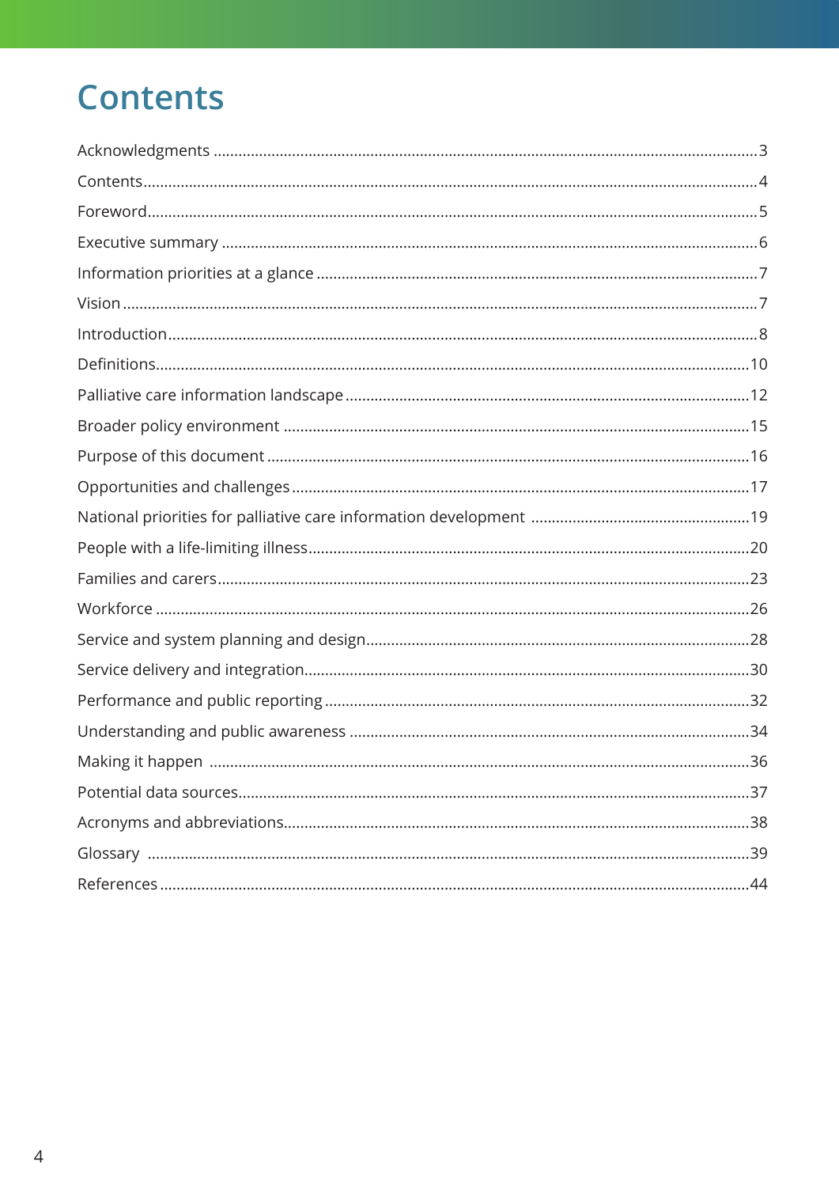# Contents

| | |
|---|---|
| Acknowledgments | 3 |
| Contents | 4 |
| Foreword | 5 |
| Executive summary | 6 |
| Information priorities at a glance | 7 |
| Vision | 7 |
| Introduction | 8 |
| Definitions | 10 |
| Palliative care information landscape | 12 |
| Broader policy environment | 15 |
| Purpose of this document | 16 |
| Opportunities and challenges | 17 |
| National priorities for palliative care information development | 19 |
| People with a life-limiting illness | 20 |
| Families and carers | 23 |
| Workforce | 26 |
| Service and system planning and design | 28 |
| Service delivery and integration | 30 |
| Performance and public reporting | 32 |
| Understanding and public awareness | 34 |
| Making it happen | 36 |
| Potential data sources | 37 |
| Acronyms and abbreviations | 38 |
| Glossary | 39 |
| References | 44 |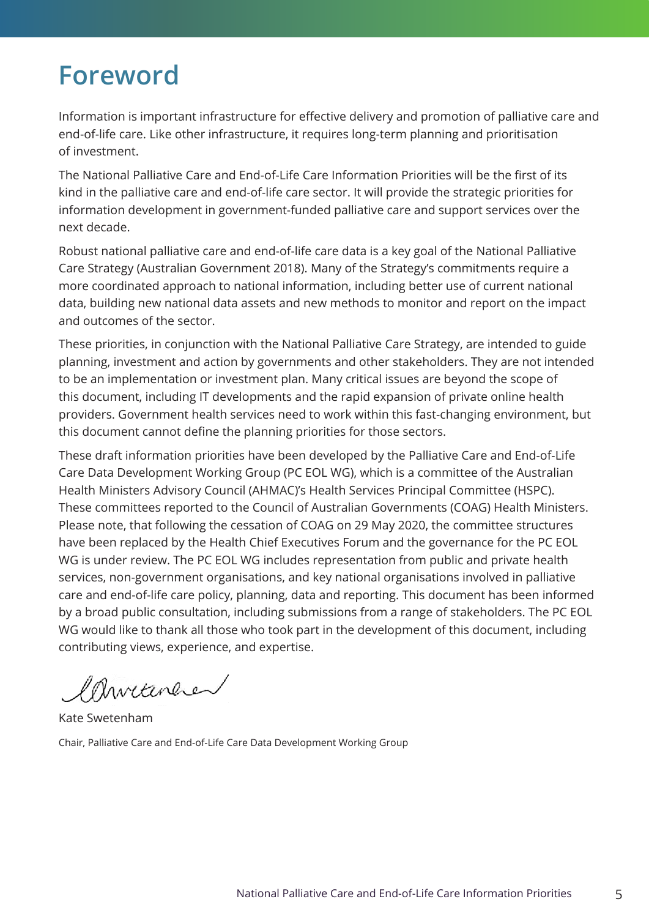# Foreword

Information is important infrastructure for effective delivery and promotion of palliative care and end-of-life care. Like other infrastructure, it requires long-term planning and prioritisation of investment.

The National Palliative Care and End-of-Life Care Information Priorities will be the first of its kind in the palliative care and end-of-life care sector. It will provide the strategic priorities for information development in government-funded palliative care and support services over the next decade.

Robust national palliative care and end-of-life care data is a key goal of the National Palliative Care Strategy (Australian Government 2018). Many of the Strategy's commitments require a more coordinated approach to national information, including better use of current national data, building new national data assets and new methods to monitor and report on the impact and outcomes of the sector.

These priorities, in conjunction with the National Palliative Care Strategy, are intended to guide planning, investment and action by governments and other stakeholders. They are not intended to be an implementation or investment plan. Many critical issues are beyond the scope of this document, including IT developments and the rapid expansion of private online health providers. Government health services need to work within this fast-changing environment, but this document cannot define the planning priorities for those sectors.

These draft information priorities have been developed by the Palliative Care and End-of-Life Care Data Development Working Group (PC EOL WG), which is a committee of the Australian Health Ministers Advisory Council (AHMAC)'s Health Services Principal Committee (HSPC). These committees reported to the Council of Australian Governments (COAG) Health Ministers. Please note, that following the cessation of COAG on 29 May 2020, the committee structures have been replaced by the Health Chief Executives Forum and the governance for the PC EOL WG is under review. The PC EOL WG includes representation from public and private health services, non-government organisations, and key national organisations involved in palliative care and end-of-life care policy, planning, data and reporting. This document has been informed by a broad public consultation, including submissions from a range of stakeholders. The PC EOL WG would like to thank all those who took part in the development of this document, including contributing views, experience, and expertise.

Kate Swetenham

Chair, Palliative Care and End-of-Life Care Data Development Working Group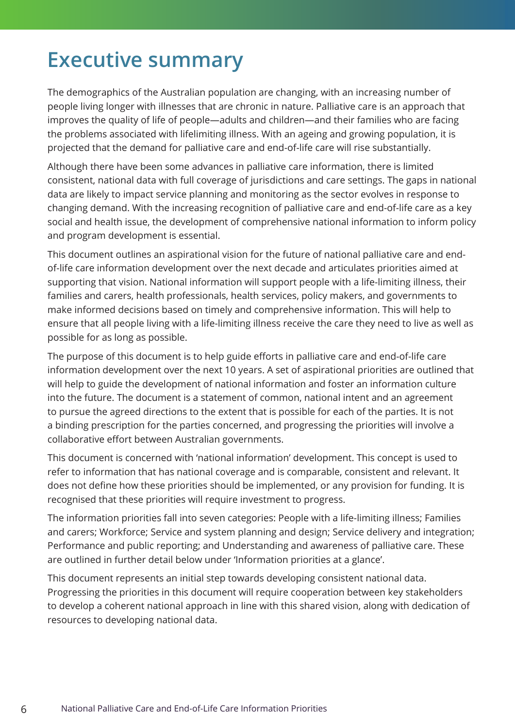# Executive summary

The demographics of the Australian population are changing, with an increasing number of people living longer with illnesses that are chronic in nature. Palliative care is an approach that improves the quality of life of people—adults and children—and their families who are facing the problems associated with lifelimiting illness. With an ageing and growing population, it is projected that the demand for palliative care and end-of-life care will rise substantially.

Although there have been some advances in palliative care information, there is limited consistent, national data with full coverage of jurisdictions and care settings. The gaps in national data are likely to impact service planning and monitoring as the sector evolves in response to changing demand. With the increasing recognition of palliative care and end-of-life care as a key social and health issue, the development of comprehensive national information to inform policy and program development is essential.

This document outlines an aspirational vision for the future of national palliative care and end-of-life care information development over the next decade and articulates priorities aimed at supporting that vision. National information will support people with a life-limiting illness, their families and carers, health professionals, health services, policy makers, and governments to make informed decisions based on timely and comprehensive information. This will help to ensure that all people living with a life-limiting illness receive the care they need to live as well as possible for as long as possible.

The purpose of this document is to help guide efforts in palliative care and end-of-life care information development over the next 10 years. A set of aspirational priorities are outlined that will help to guide the development of national information and foster an information culture into the future. The document is a statement of common, national intent and an agreement to pursue the agreed directions to the extent that is possible for each of the parties. It is not a binding prescription for the parties concerned, and progressing the priorities will involve a collaborative effort between Australian governments.

This document is concerned with 'national information' development. This concept is used to refer to information that has national coverage and is comparable, consistent and relevant. It does not define how these priorities should be implemented, or any provision for funding. It is recognised that these priorities will require investment to progress.

The information priorities fall into seven categories: People with a life-limiting illness; Families and carers; Workforce; Service and system planning and design; Service delivery and integration; Performance and public reporting; and Understanding and awareness of palliative care. These are outlined in further detail below under 'Information priorities at a glance'.

This document represents an initial step towards developing consistent national data. Progressing the priorities in this document will require cooperation between key stakeholders to develop a coherent national approach in line with this shared vision, along with dedication of resources to developing national data.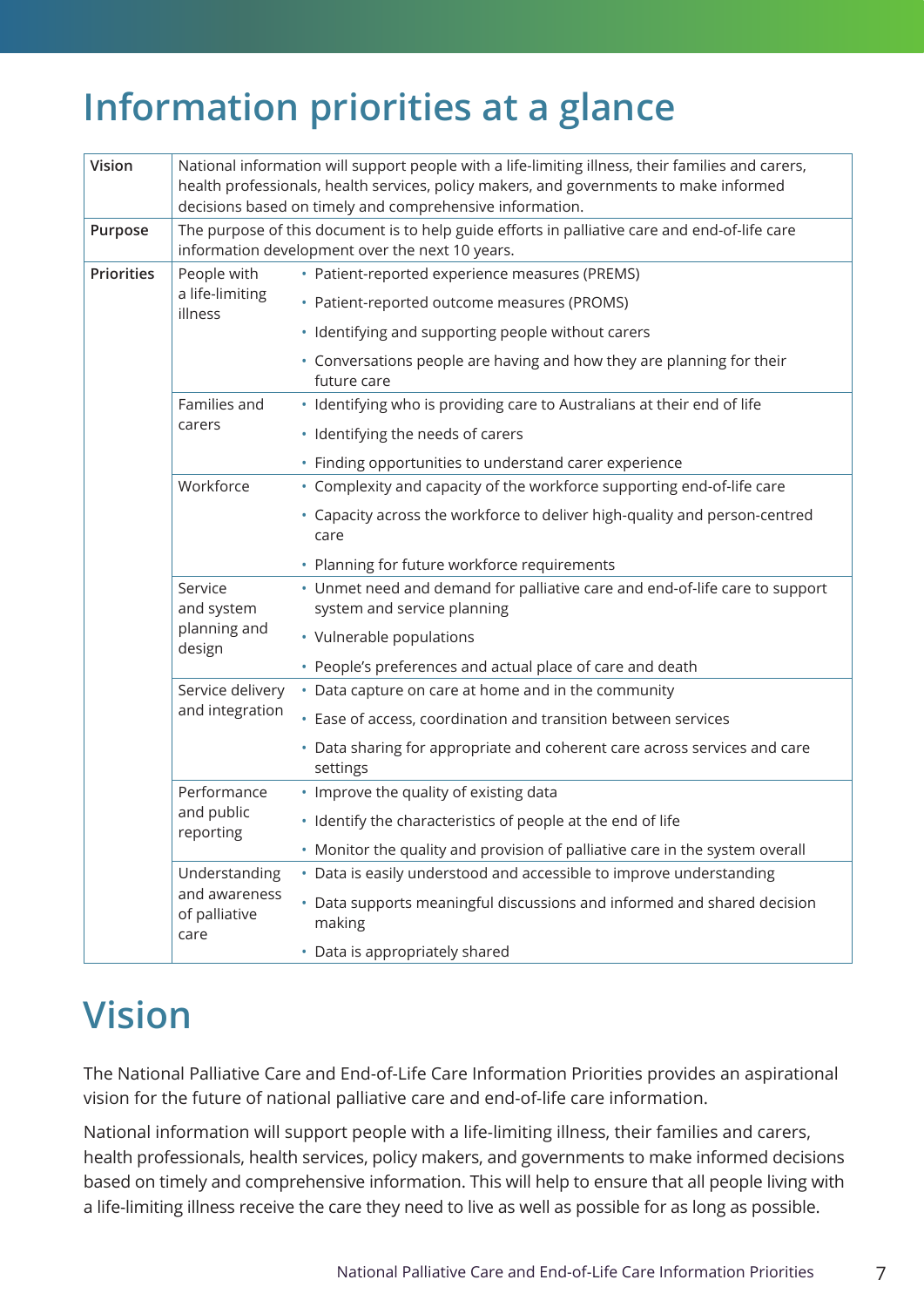# Information priorities at a glance

| | | |
|---|---|---|
| **Vision** | National information will support people with a life-limiting illness, their families and carers, health professionals, health services, policy makers, and governments to make informed decisions based on timely and comprehensive information. | |
| **Purpose** | The purpose of this document is to help guide efforts in palliative care and end-of-life care information development over the next 10 years. | |
| **Priorities** | People with a life-limiting illness | • Patient-reported experience measures (PREMS)<br>• Patient-reported outcome measures (PROMS)<br>• Identifying and supporting people without carers<br>• Conversations people are having and how they are planning for their future care |
| | Families and carers | • Identifying who is providing care to Australians at their end of life<br>• Identifying the needs of carers<br>• Finding opportunities to understand carer experience |
| | Workforce | • Complexity and capacity of the workforce supporting end-of-life care<br>• Capacity across the workforce to deliver high-quality and person-centred care<br>• Planning for future workforce requirements |
| | Service and system planning and design | • Unmet need and demand for palliative care and end-of-life care to support system and service planning<br>• Vulnerable populations<br>• People's preferences and actual place of care and death |
| | Service delivery and integration | • Data capture on care at home and in the community<br>• Ease of access, coordination and transition between services<br>• Data sharing for appropriate and coherent care across services and care settings |
| | Performance and public reporting | • Improve the quality of existing data<br>• Identify the characteristics of people at the end of life<br>• Monitor the quality and provision of palliative care in the system overall |
| | Understanding and awareness of palliative care | • Data is easily understood and accessible to improve understanding<br>• Data supports meaningful discussions and informed and shared decision making<br>• Data is appropriately shared |

# Vision

The National Palliative Care and End-of-Life Care Information Priorities provides an aspirational vision for the future of national palliative care and end-of-life care information.

National information will support people with a life-limiting illness, their families and carers, health professionals, health services, policy makers, and governments to make informed decisions based on timely and comprehensive information. This will help to ensure that all people living with a life-limiting illness receive the care they need to live as well as possible for as long as possible.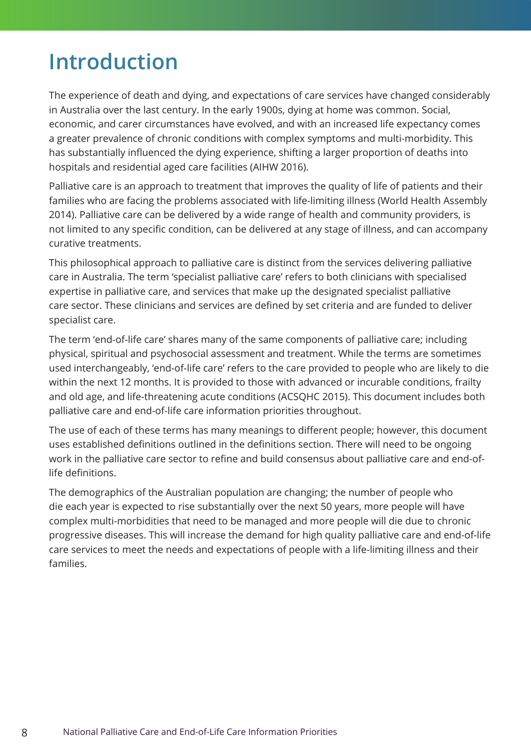# Introduction

The experience of death and dying, and expectations of care services have changed considerably in Australia over the last century. In the early 1900s, dying at home was common. Social, economic, and carer circumstances have evolved, and with an increased life expectancy comes a greater prevalence of chronic conditions with complex symptoms and multi-morbidity. This has substantially influenced the dying experience, shifting a larger proportion of deaths into hospitals and residential aged care facilities (AIHW 2016).

Palliative care is an approach to treatment that improves the quality of life of patients and their families who are facing the problems associated with life-limiting illness (World Health Assembly 2014). Palliative care can be delivered by a wide range of health and community providers, is not limited to any specific condition, can be delivered at any stage of illness, and can accompany curative treatments.

This philosophical approach to palliative care is distinct from the services delivering palliative care in Australia. The term 'specialist palliative care' refers to both clinicians with specialised expertise in palliative care, and services that make up the designated specialist palliative care sector. These clinicians and services are defined by set criteria and are funded to deliver specialist care.

The term 'end-of-life care' shares many of the same components of palliative care; including physical, spiritual and psychosocial assessment and treatment. While the terms are sometimes used interchangeably, 'end-of-life care' refers to the care provided to people who are likely to die within the next 12 months. It is provided to those with advanced or incurable conditions, frailty and old age, and life-threatening acute conditions (ACSQHC 2015). This document includes both palliative care and end-of-life care information priorities throughout.

The use of each of these terms has many meanings to different people; however, this document uses established definitions outlined in the definitions section. There will need to be ongoing work in the palliative care sector to refine and build consensus about palliative care and end-of-life definitions.

The demographics of the Australian population are changing; the number of people who die each year is expected to rise substantially over the next 50 years, more people will have complex multi-morbidities that need to be managed and more people will die due to chronic progressive diseases. This will increase the demand for high quality palliative care and end-of-life care services to meet the needs and expectations of people with a life-limiting illness and their families.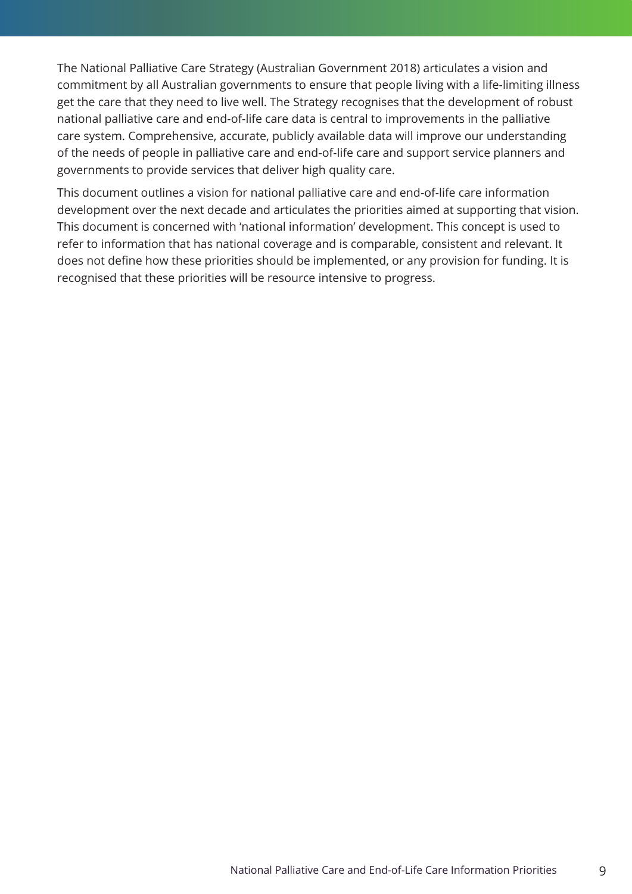The National Palliative Care Strategy (Australian Government 2018) articulates a vision and commitment by all Australian governments to ensure that people living with a life-limiting illness get the care that they need to live well. The Strategy recognises that the development of robust national palliative care and end-of-life care data is central to improvements in the palliative care system. Comprehensive, accurate, publicly available data will improve our understanding of the needs of people in palliative care and end-of-life care and support service planners and governments to provide services that deliver high quality care.

This document outlines a vision for national palliative care and end-of-life care information development over the next decade and articulates the priorities aimed at supporting that vision. This document is concerned with 'national information' development. This concept is used to refer to information that has national coverage and is comparable, consistent and relevant. It does not define how these priorities should be implemented, or any provision for funding. It is recognised that these priorities will be resource intensive to progress.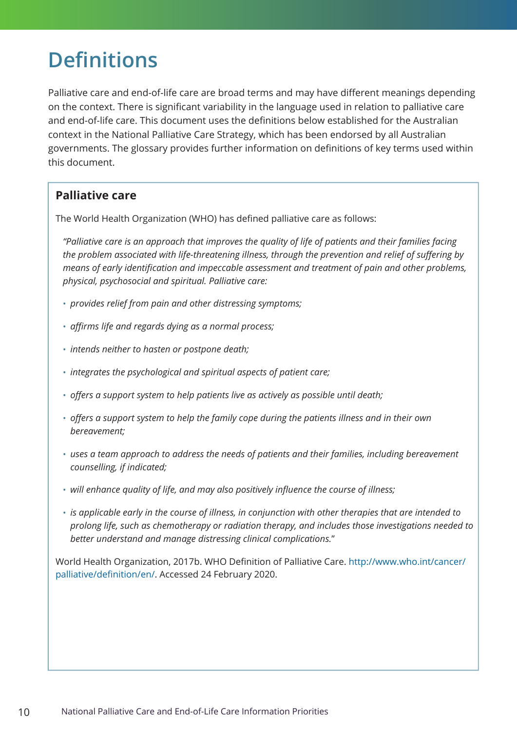# Definitions

Palliative care and end-of-life care are broad terms and may have different meanings depending on the context. There is significant variability in the language used in relation to palliative care and end-of-life care. This document uses the definitions below established for the Australian context in the National Palliative Care Strategy, which has been endorsed by all Australian governments. The glossary provides further information on definitions of key terms used within this document.

### Palliative care

The World Health Organization (WHO) has defined palliative care as follows:

> *"Palliative care is an approach that improves the quality of life of patients and their families facing the problem associated with life-threatening illness, through the prevention and relief of suffering by means of early identification and impeccable assessment and treatment of pain and other problems, physical, psychosocial and spiritual. Palliative care:*
>
> - *provides relief from pain and other distressing symptoms;*
> - *affirms life and regards dying as a normal process;*
> - *intends neither to hasten or postpone death;*
> - *integrates the psychological and spiritual aspects of patient care;*
> - *offers a support system to help patients live as actively as possible until death;*
> - *offers a support system to help the family cope during the patients illness and in their own bereavement;*
> - *uses a team approach to address the needs of patients and their families, including bereavement counselling, if indicated;*
> - *will enhance quality of life, and may also positively influence the course of illness;*
> - *is applicable early in the course of illness, in conjunction with other therapies that are intended to prolong life, such as chemotherapy or radiation therapy, and includes those investigations needed to better understand and manage distressing clinical complications."*

World Health Organization, 2017b. WHO Definition of Palliative Care. http://www.who.int/cancer/palliative/definition/en/. Accessed 24 February 2020.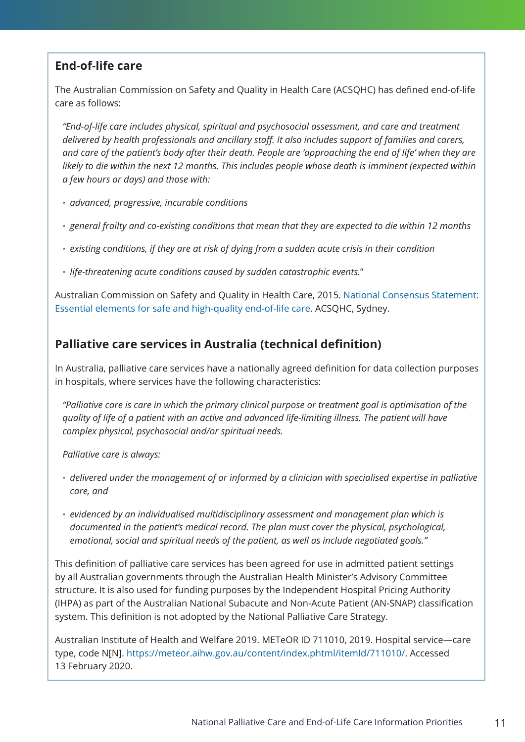## End-of-life care

The Australian Commission on Safety and Quality in Health Care (ACSQHC) has defined end-of-life care as follows:

> *"End-of-life care includes physical, spiritual and psychosocial assessment, and care and treatment delivered by health professionals and ancillary staff. It also includes support of families and carers, and care of the patient's body after their death. People are 'approaching the end of life' when they are likely to die within the next 12 months. This includes people whose death is imminent (expected within a few hours or days) and those with:*
>
> - *advanced, progressive, incurable conditions*
> - *general frailty and co-existing conditions that mean that they are expected to die within 12 months*
> - *existing conditions, if they are at risk of dying from a sudden acute crisis in their condition*
> - *life-threatening acute conditions caused by sudden catastrophic events."*

Australian Commission on Safety and Quality in Health Care, 2015. National Consensus Statement: Essential elements for safe and high-quality end-of-life care. ACSQHC, Sydney.

## Palliative care services in Australia (technical definition)

In Australia, palliative care services have a nationally agreed definition for data collection purposes in hospitals, where services have the following characteristics:

> *"Palliative care is care in which the primary clinical purpose or treatment goal is optimisation of the quality of life of a patient with an active and advanced life-limiting illness. The patient will have complex physical, psychosocial and/or spiritual needs.*
>
> *Palliative care is always:*
>
> - *delivered under the management of or informed by a clinician with specialised expertise in palliative care, and*
> - *evidenced by an individualised multidisciplinary assessment and management plan which is documented in the patient's medical record. The plan must cover the physical, psychological, emotional, social and spiritual needs of the patient, as well as include negotiated goals."*

This definition of palliative care services has been agreed for use in admitted patient settings by all Australian governments through the Australian Health Minister's Advisory Committee structure. It is also used for funding purposes by the Independent Hospital Pricing Authority (IHPA) as part of the Australian National Subacute and Non-Acute Patient (AN-SNAP) classification system. This definition is not adopted by the National Palliative Care Strategy.

Australian Institute of Health and Welfare 2019. METeOR ID 711010, 2019. Hospital service—care type, code N[N]. https://meteor.aihw.gov.au/content/index.phtml/itemId/711010/. Accessed 13 February 2020.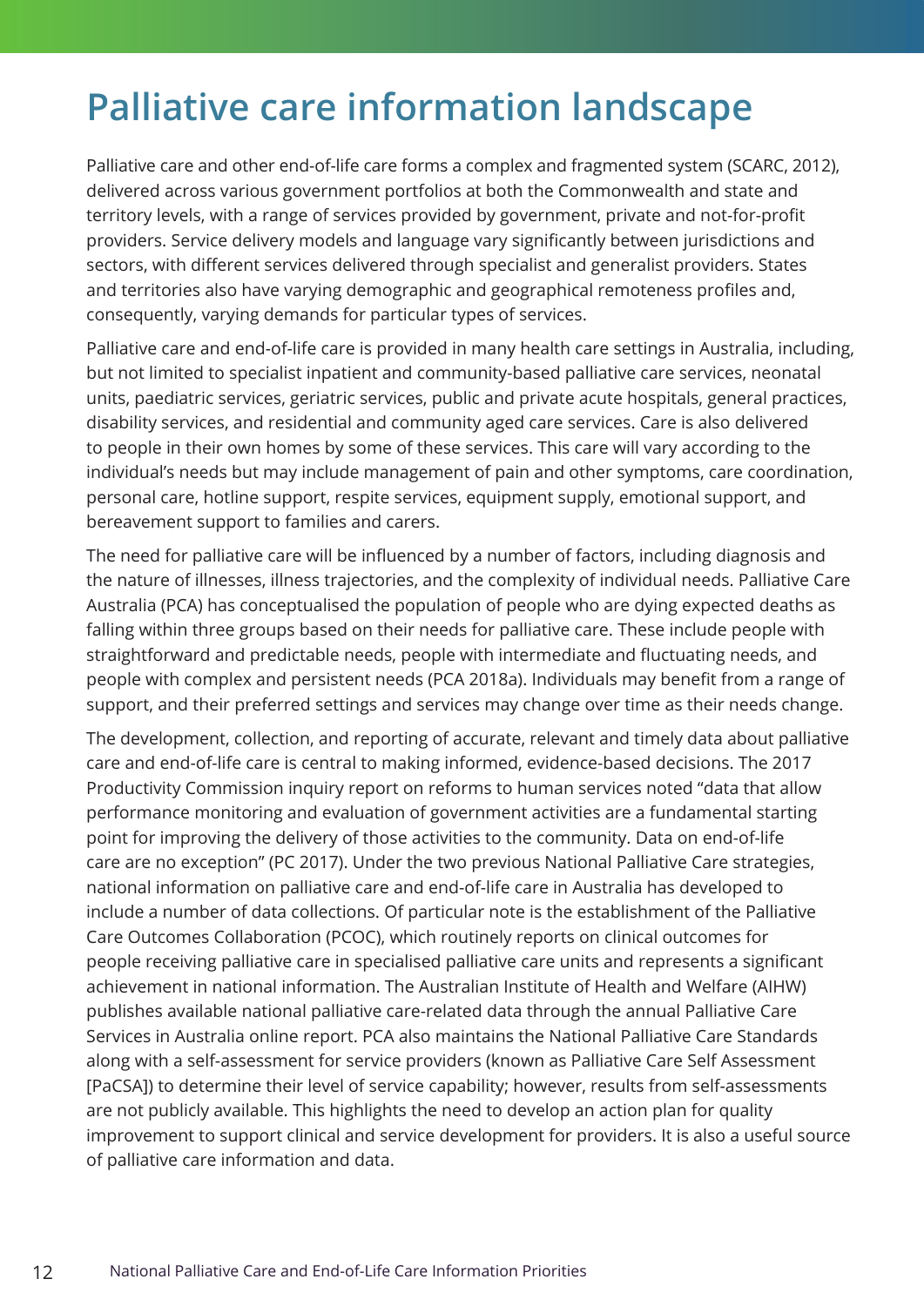# Palliative care information landscape

Palliative care and other end-of-life care forms a complex and fragmented system (SCARC, 2012), delivered across various government portfolios at both the Commonwealth and state and territory levels, with a range of services provided by government, private and not-for-profit providers. Service delivery models and language vary significantly between jurisdictions and sectors, with different services delivered through specialist and generalist providers. States and territories also have varying demographic and geographical remoteness profiles and, consequently, varying demands for particular types of services.

Palliative care and end-of-life care is provided in many health care settings in Australia, including, but not limited to specialist inpatient and community-based palliative care services, neonatal units, paediatric services, geriatric services, public and private acute hospitals, general practices, disability services, and residential and community aged care services. Care is also delivered to people in their own homes by some of these services. This care will vary according to the individual's needs but may include management of pain and other symptoms, care coordination, personal care, hotline support, respite services, equipment supply, emotional support, and bereavement support to families and carers.

The need for palliative care will be influenced by a number of factors, including diagnosis and the nature of illnesses, illness trajectories, and the complexity of individual needs. Palliative Care Australia (PCA) has conceptualised the population of people who are dying expected deaths as falling within three groups based on their needs for palliative care. These include people with straightforward and predictable needs, people with intermediate and fluctuating needs, and people with complex and persistent needs (PCA 2018a). Individuals may benefit from a range of support, and their preferred settings and services may change over time as their needs change.

The development, collection, and reporting of accurate, relevant and timely data about palliative care and end-of-life care is central to making informed, evidence-based decisions. The 2017 Productivity Commission inquiry report on reforms to human services noted "data that allow performance monitoring and evaluation of government activities are a fundamental starting point for improving the delivery of those activities to the community. Data on end-of-life care are no exception" (PC 2017). Under the two previous National Palliative Care strategies, national information on palliative care and end-of-life care in Australia has developed to include a number of data collections. Of particular note is the establishment of the Palliative Care Outcomes Collaboration (PCOC), which routinely reports on clinical outcomes for people receiving palliative care in specialised palliative care units and represents a significant achievement in national information. The Australian Institute of Health and Welfare (AIHW) publishes available national palliative care-related data through the annual Palliative Care Services in Australia online report. PCA also maintains the National Palliative Care Standards along with a self-assessment for service providers (known as Palliative Care Self Assessment [PaCSA]) to determine their level of service capability; however, results from self-assessments are not publicly available. This highlights the need to develop an action plan for quality improvement to support clinical and service development for providers. It is also a useful source of palliative care information and data.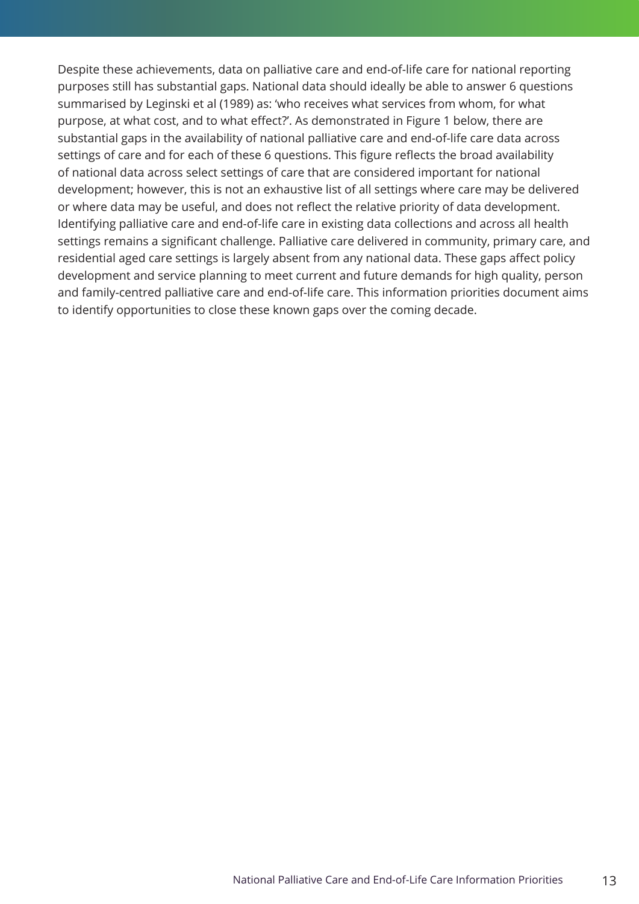Despite these achievements, data on palliative care and end-of-life care for national reporting purposes still has substantial gaps. National data should ideally be able to answer 6 questions summarised by Leginski et al (1989) as: 'who receives what services from whom, for what purpose, at what cost, and to what effect?'. As demonstrated in Figure 1 below, there are substantial gaps in the availability of national palliative care and end-of-life care data across settings of care and for each of these 6 questions. This figure reflects the broad availability of national data across select settings of care that are considered important for national development; however, this is not an exhaustive list of all settings where care may be delivered or where data may be useful, and does not reflect the relative priority of data development. Identifying palliative care and end-of-life care in existing data collections and across all health settings remains a significant challenge. Palliative care delivered in community, primary care, and residential aged care settings is largely absent from any national data. These gaps affect policy development and service planning to meet current and future demands for high quality, person and family-centred palliative care and end-of-life care. This information priorities document aims to identify opportunities to close these known gaps over the coming decade.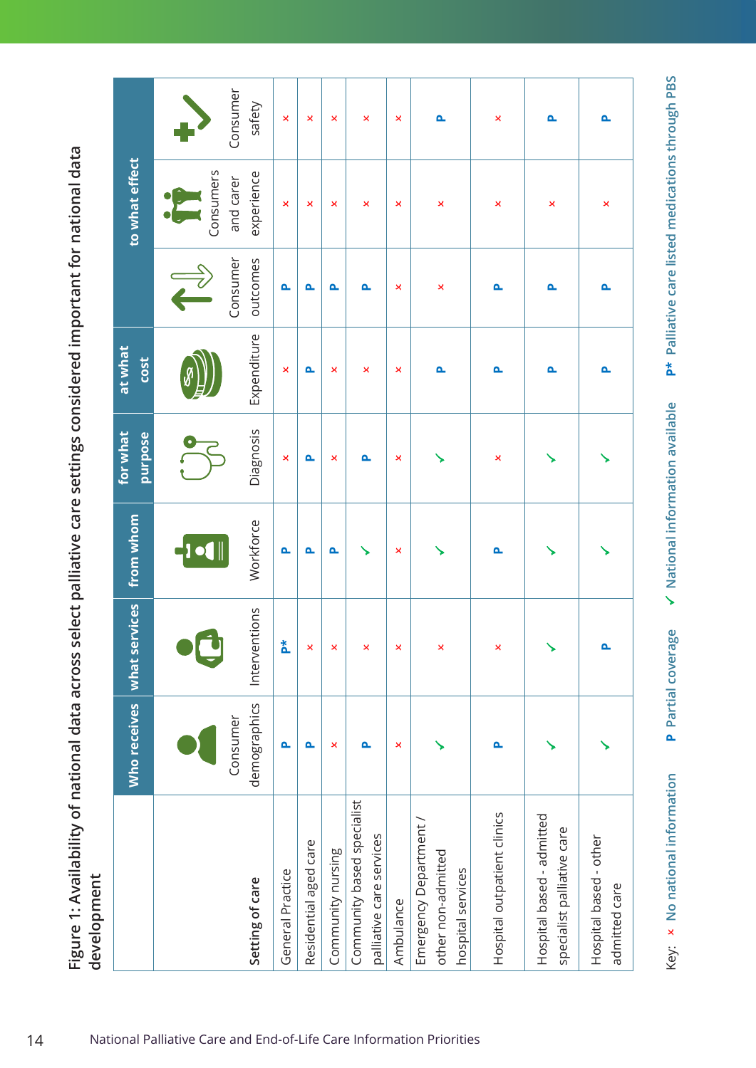Figure 1: Availability of national data across select palliative care settings considered important for national data development

| | Who receives | what services | from whom | for what purpose | at what cost | to what effect | | |
|---|---|---|---|---|---|---|---|---|
| Setting of care | Consumer demographics | Interventions | Workforce | Diagnosis | Expenditure | Consumer outcomes | Consumers and carer experience | Consumer safety |
| General Practice | P | P* | P | × | × | P | × | × |
| Residential aged care | P | × | P | P | P | P | × | × |
| Community nursing | × | × | P | × | × | P | × | × |
| Community based specialist palliative care services | P | × | ✓ | P | × | P | × | × |
| Ambulance | × | × | × | × | × | × | × | × |
| Emergency Department / other non-admitted hospital services | ✓ | × | ✓ | ✓ | P | × | × | P |
| Hospital outpatient clinics | P | × | P | × | P | P | × | × |
| Hospital based - admitted specialist palliative care | ✓ | ✓ | ✓ | ✓ | P | P | × | P |
| Hospital based - other admitted care | ✓ | P | ✓ | ✓ | P | P | × | P |

Key: × No national information  P Partial coverage  ✓ National information available  P* Palliative care listed medications through PBS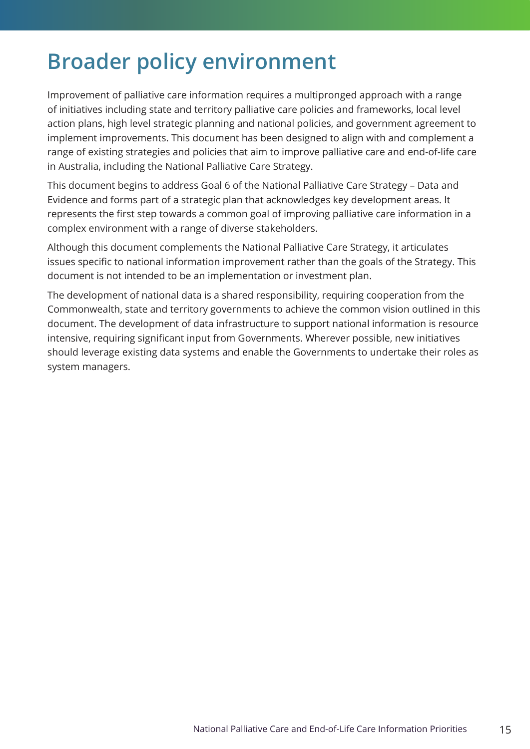# Broader policy environment

Improvement of palliative care information requires a multipronged approach with a range of initiatives including state and territory palliative care policies and frameworks, local level action plans, high level strategic planning and national policies, and government agreement to implement improvements. This document has been designed to align with and complement a range of existing strategies and policies that aim to improve palliative care and end-of-life care in Australia, including the National Palliative Care Strategy.

This document begins to address Goal 6 of the National Palliative Care Strategy – Data and Evidence and forms part of a strategic plan that acknowledges key development areas. It represents the first step towards a common goal of improving palliative care information in a complex environment with a range of diverse stakeholders.

Although this document complements the National Palliative Care Strategy, it articulates issues specific to national information improvement rather than the goals of the Strategy. This document is not intended to be an implementation or investment plan.

The development of national data is a shared responsibility, requiring cooperation from the Commonwealth, state and territory governments to achieve the common vision outlined in this document. The development of data infrastructure to support national information is resource intensive, requiring significant input from Governments. Wherever possible, new initiatives should leverage existing data systems and enable the Governments to undertake their roles as system managers.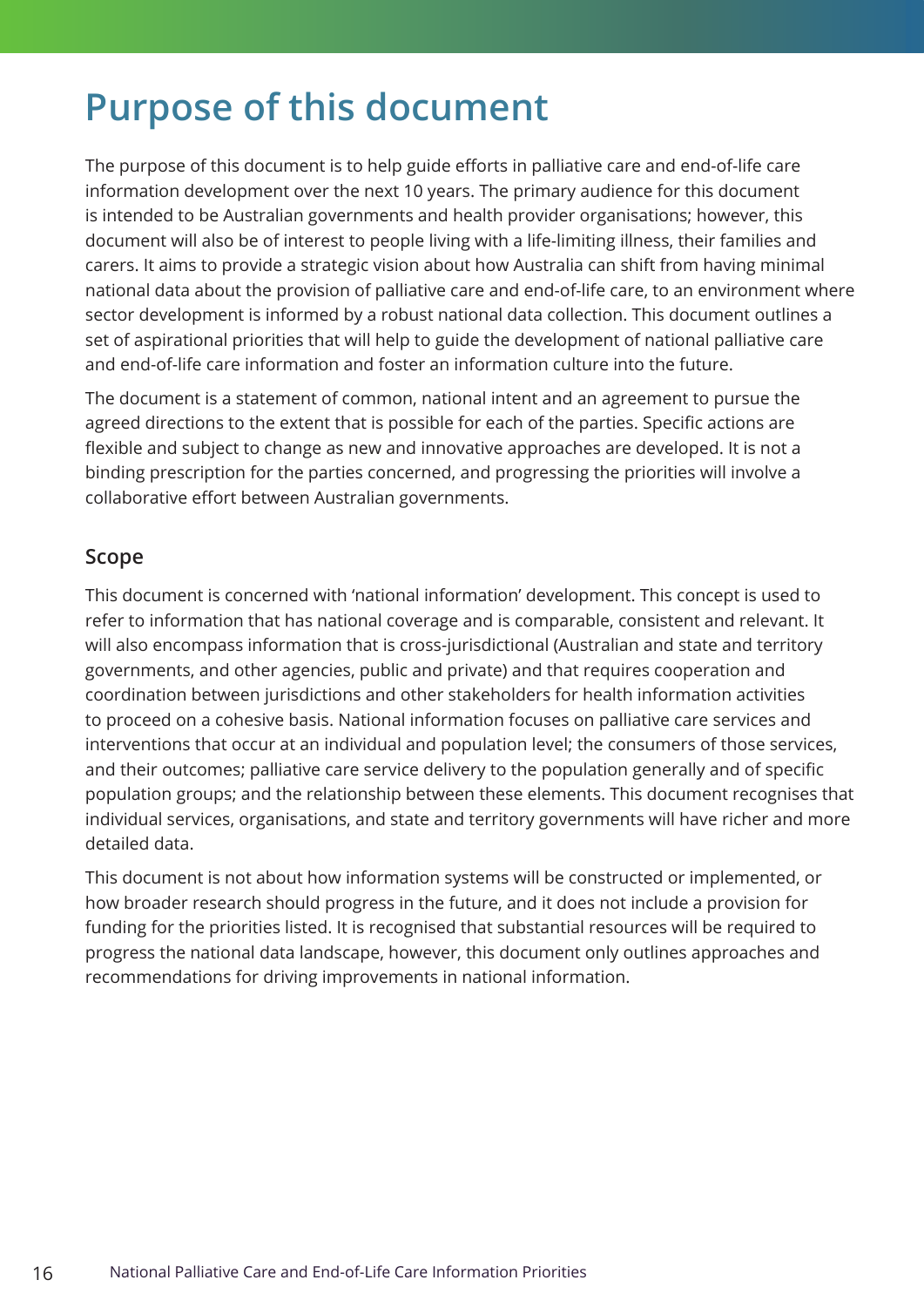# Purpose of this document

The purpose of this document is to help guide efforts in palliative care and end-of-life care information development over the next 10 years. The primary audience for this document is intended to be Australian governments and health provider organisations; however, this document will also be of interest to people living with a life-limiting illness, their families and carers. It aims to provide a strategic vision about how Australia can shift from having minimal national data about the provision of palliative care and end-of-life care, to an environment where sector development is informed by a robust national data collection. This document outlines a set of aspirational priorities that will help to guide the development of national palliative care and end-of-life care information and foster an information culture into the future.

The document is a statement of common, national intent and an agreement to pursue the agreed directions to the extent that is possible for each of the parties. Specific actions are flexible and subject to change as new and innovative approaches are developed. It is not a binding prescription for the parties concerned, and progressing the priorities will involve a collaborative effort between Australian governments.

## Scope

This document is concerned with 'national information' development. This concept is used to refer to information that has national coverage and is comparable, consistent and relevant. It will also encompass information that is cross-jurisdictional (Australian and state and territory governments, and other agencies, public and private) and that requires cooperation and coordination between jurisdictions and other stakeholders for health information activities to proceed on a cohesive basis. National information focuses on palliative care services and interventions that occur at an individual and population level; the consumers of those services, and their outcomes; palliative care service delivery to the population generally and of specific population groups; and the relationship between these elements. This document recognises that individual services, organisations, and state and territory governments will have richer and more detailed data.

This document is not about how information systems will be constructed or implemented, or how broader research should progress in the future, and it does not include a provision for funding for the priorities listed. It is recognised that substantial resources will be required to progress the national data landscape, however, this document only outlines approaches and recommendations for driving improvements in national information.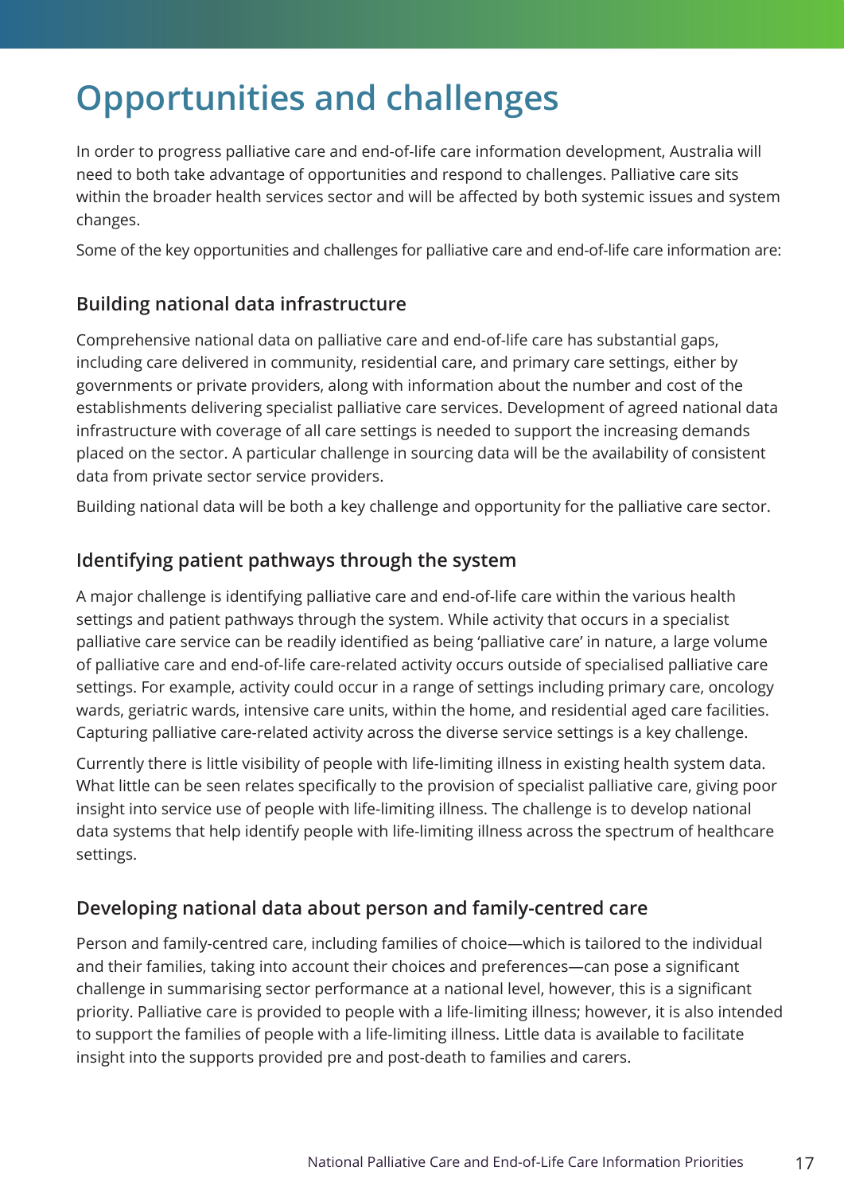# Opportunities and challenges

In order to progress palliative care and end-of-life care information development, Australia will need to both take advantage of opportunities and respond to challenges. Palliative care sits within the broader health services sector and will be affected by both systemic issues and system changes.

Some of the key opportunities and challenges for palliative care and end-of-life care information are:

## Building national data infrastructure

Comprehensive national data on palliative care and end-of-life care has substantial gaps, including care delivered in community, residential care, and primary care settings, either by governments or private providers, along with information about the number and cost of the establishments delivering specialist palliative care services. Development of agreed national data infrastructure with coverage of all care settings is needed to support the increasing demands placed on the sector. A particular challenge in sourcing data will be the availability of consistent data from private sector service providers.

Building national data will be both a key challenge and opportunity for the palliative care sector.

## Identifying patient pathways through the system

A major challenge is identifying palliative care and end-of-life care within the various health settings and patient pathways through the system. While activity that occurs in a specialist palliative care service can be readily identified as being 'palliative care' in nature, a large volume of palliative care and end-of-life care-related activity occurs outside of specialised palliative care settings. For example, activity could occur in a range of settings including primary care, oncology wards, geriatric wards, intensive care units, within the home, and residential aged care facilities. Capturing palliative care-related activity across the diverse service settings is a key challenge.

Currently there is little visibility of people with life-limiting illness in existing health system data. What little can be seen relates specifically to the provision of specialist palliative care, giving poor insight into service use of people with life-limiting illness. The challenge is to develop national data systems that help identify people with life-limiting illness across the spectrum of healthcare settings.

## Developing national data about person and family-centred care

Person and family-centred care, including families of choice—which is tailored to the individual and their families, taking into account their choices and preferences—can pose a significant challenge in summarising sector performance at a national level, however, this is a significant priority. Palliative care is provided to people with a life-limiting illness; however, it is also intended to support the families of people with a life-limiting illness. Little data is available to facilitate insight into the supports provided pre and post-death to families and carers.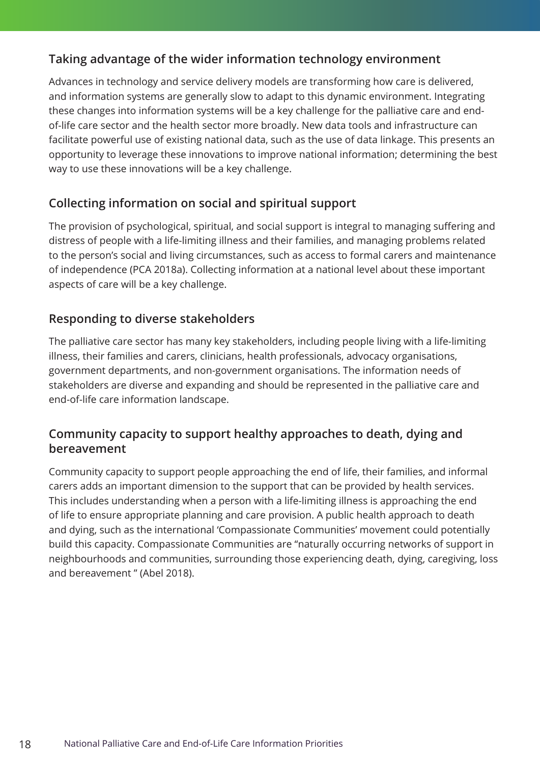### Taking advantage of the wider information technology environment

Advances in technology and service delivery models are transforming how care is delivered, and information systems are generally slow to adapt to this dynamic environment. Integrating these changes into information systems will be a key challenge for the palliative care and end-of-life care sector and the health sector more broadly. New data tools and infrastructure can facilitate powerful use of existing national data, such as the use of data linkage. This presents an opportunity to leverage these innovations to improve national information; determining the best way to use these innovations will be a key challenge.

### Collecting information on social and spiritual support

The provision of psychological, spiritual, and social support is integral to managing suffering and distress of people with a life-limiting illness and their families, and managing problems related to the person's social and living circumstances, such as access to formal carers and maintenance of independence (PCA 2018a). Collecting information at a national level about these important aspects of care will be a key challenge.

### Responding to diverse stakeholders

The palliative care sector has many key stakeholders, including people living with a life-limiting illness, their families and carers, clinicians, health professionals, advocacy organisations, government departments, and non-government organisations. The information needs of stakeholders are diverse and expanding and should be represented in the palliative care and end-of-life care information landscape.

### Community capacity to support healthy approaches to death, dying and bereavement

Community capacity to support people approaching the end of life, their families, and informal carers adds an important dimension to the support that can be provided by health services. This includes understanding when a person with a life-limiting illness is approaching the end of life to ensure appropriate planning and care provision. A public health approach to death and dying, such as the international 'Compassionate Communities' movement could potentially build this capacity. Compassionate Communities are "naturally occurring networks of support in neighbourhoods and communities, surrounding those experiencing death, dying, caregiving, loss and bereavement " (Abel 2018).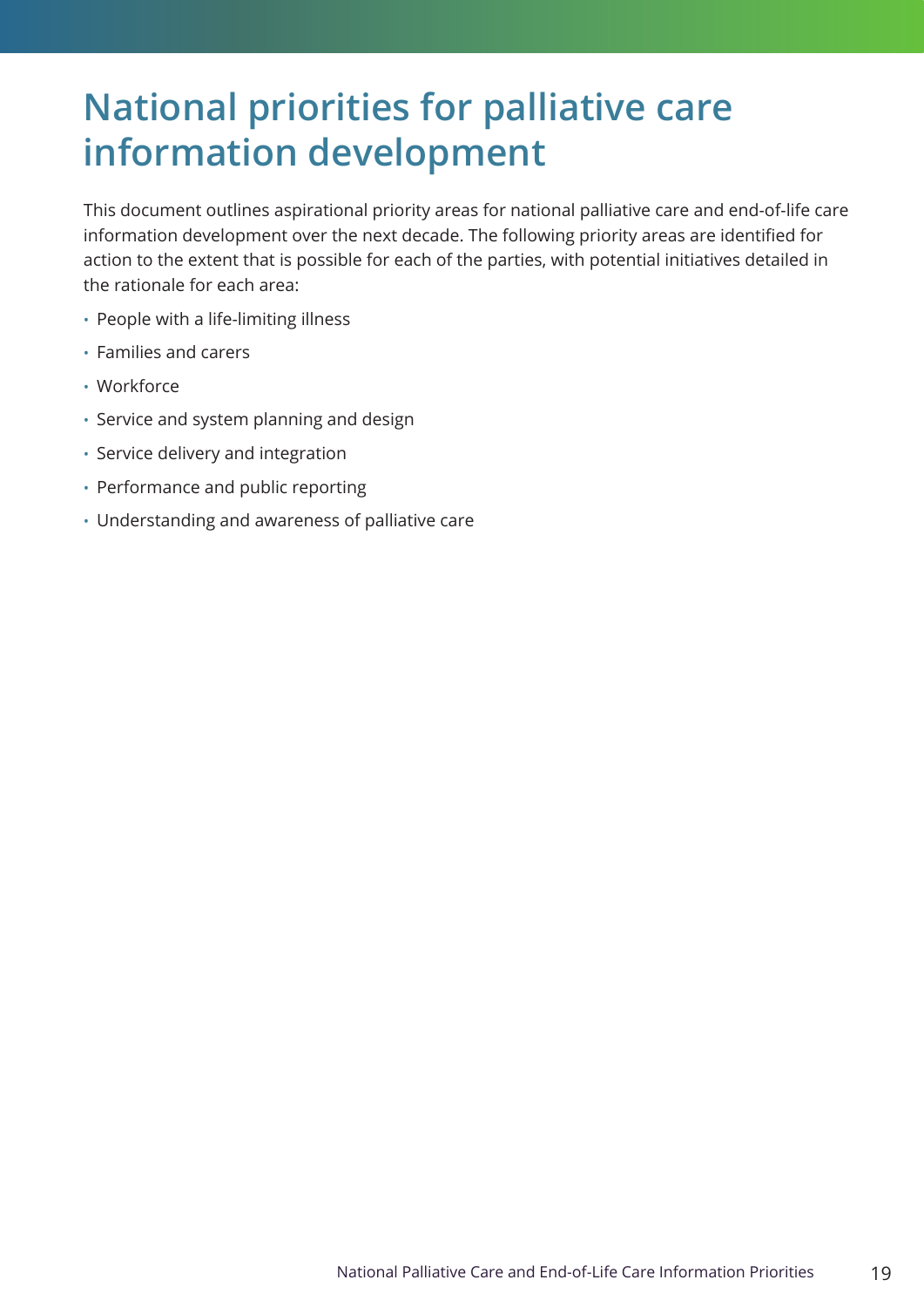# National priorities for palliative care information development

This document outlines aspirational priority areas for national palliative care and end-of-life care information development over the next decade. The following priority areas are identified for action to the extent that is possible for each of the parties, with potential initiatives detailed in the rationale for each area:

- People with a life-limiting illness
- Families and carers
- Workforce
- Service and system planning and design
- Service delivery and integration
- Performance and public reporting
- Understanding and awareness of palliative care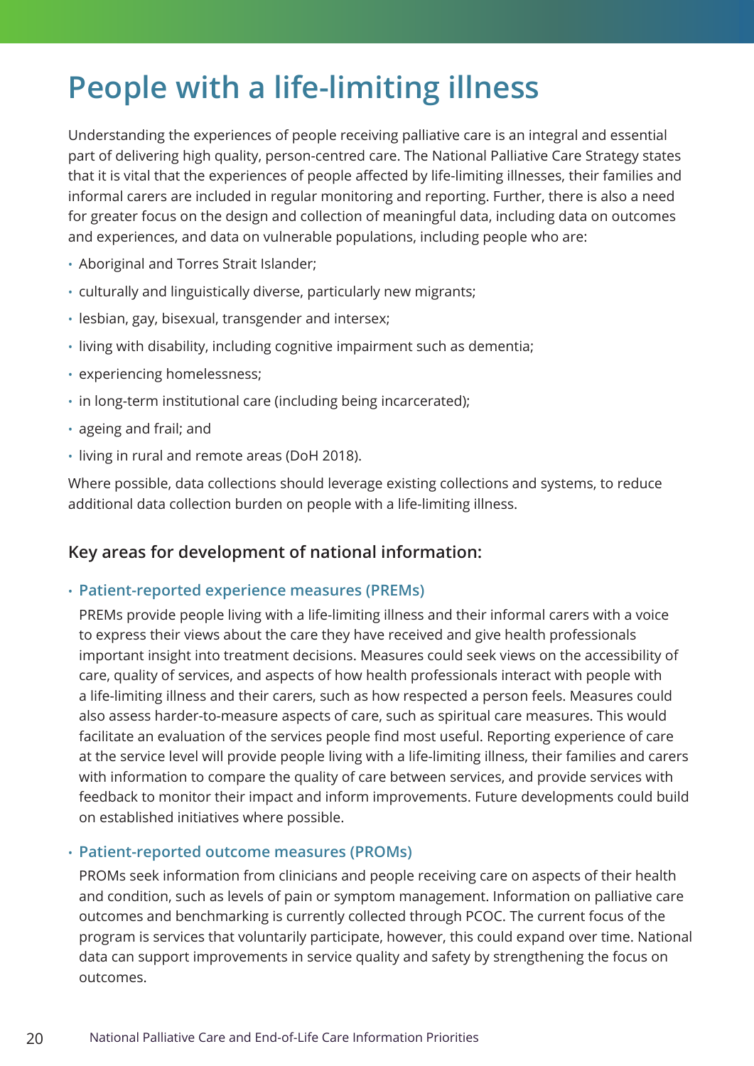# People with a life-limiting illness

Understanding the experiences of people receiving palliative care is an integral and essential part of delivering high quality, person-centred care. The National Palliative Care Strategy states that it is vital that the experiences of people affected by life-limiting illnesses, their families and informal carers are included in regular monitoring and reporting. Further, there is also a need for greater focus on the design and collection of meaningful data, including data on outcomes and experiences, and data on vulnerable populations, including people who are:

- Aboriginal and Torres Strait Islander;
- culturally and linguistically diverse, particularly new migrants;
- lesbian, gay, bisexual, transgender and intersex;
- living with disability, including cognitive impairment such as dementia;
- experiencing homelessness;
- in long-term institutional care (including being incarcerated);
- ageing and frail; and
- living in rural and remote areas (DoH 2018).

Where possible, data collections should leverage existing collections and systems, to reduce additional data collection burden on people with a life-limiting illness.

### Key areas for development of national information:

- **Patient-reported experience measures (PREMs)**

  PREMs provide people living with a life-limiting illness and their informal carers with a voice to express their views about the care they have received and give health professionals important insight into treatment decisions. Measures could seek views on the accessibility of care, quality of services, and aspects of how health professionals interact with people with a life-limiting illness and their carers, such as how respected a person feels. Measures could also assess harder-to-measure aspects of care, such as spiritual care measures. This would facilitate an evaluation of the services people find most useful. Reporting experience of care at the service level will provide people living with a life-limiting illness, their families and carers with information to compare the quality of care between services, and provide services with feedback to monitor their impact and inform improvements. Future developments could build on established initiatives where possible.

- **Patient-reported outcome measures (PROMs)**

  PROMs seek information from clinicians and people receiving care on aspects of their health and condition, such as levels of pain or symptom management. Information on palliative care outcomes and benchmarking is currently collected through PCOC. The current focus of the program is services that voluntarily participate, however, this could expand over time. National data can support improvements in service quality and safety by strengthening the focus on outcomes.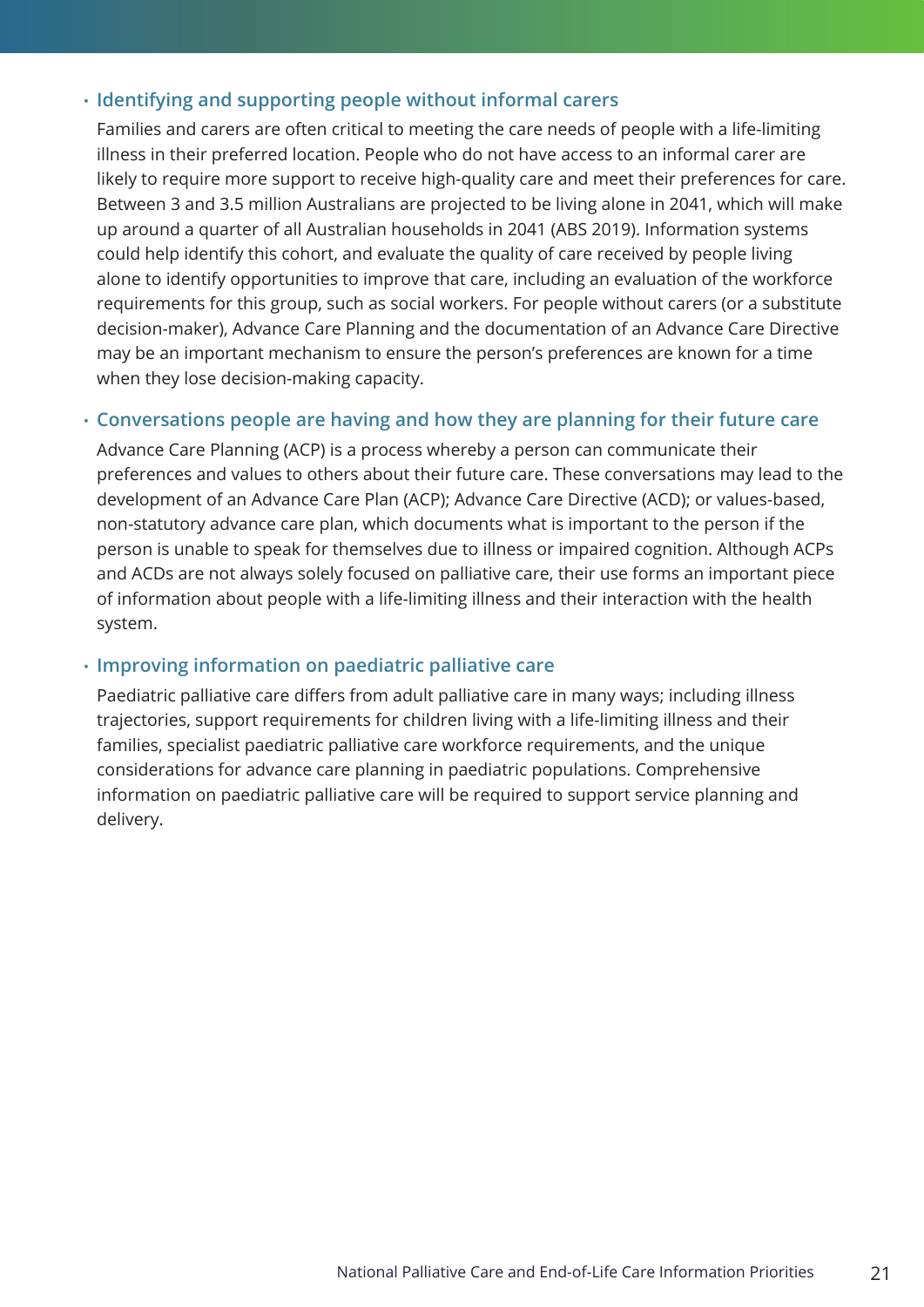- **Identifying and supporting people without informal carers**

  Families and carers are often critical to meeting the care needs of people with a life-limiting illness in their preferred location. People who do not have access to an informal carer are likely to require more support to receive high-quality care and meet their preferences for care. Between 3 and 3.5 million Australians are projected to be living alone in 2041, which will make up around a quarter of all Australian households in 2041 (ABS 2019). Information systems could help identify this cohort, and evaluate the quality of care received by people living alone to identify opportunities to improve that care, including an evaluation of the workforce requirements for this group, such as social workers. For people without carers (or a substitute decision-maker), Advance Care Planning and the documentation of an Advance Care Directive may be an important mechanism to ensure the person's preferences are known for a time when they lose decision-making capacity.

- **Conversations people are having and how they are planning for their future care**

  Advance Care Planning (ACP) is a process whereby a person can communicate their preferences and values to others about their future care. These conversations may lead to the development of an Advance Care Plan (ACP); Advance Care Directive (ACD); or values-based, non-statutory advance care plan, which documents what is important to the person if the person is unable to speak for themselves due to illness or impaired cognition. Although ACPs and ACDs are not always solely focused on palliative care, their use forms an important piece of information about people with a life-limiting illness and their interaction with the health system.

- **Improving information on paediatric palliative care**

  Paediatric palliative care differs from adult palliative care in many ways; including illness trajectories, support requirements for children living with a life-limiting illness and their families, specialist paediatric palliative care workforce requirements, and the unique considerations for advance care planning in paediatric populations. Comprehensive information on paediatric palliative care will be required to support service planning and delivery.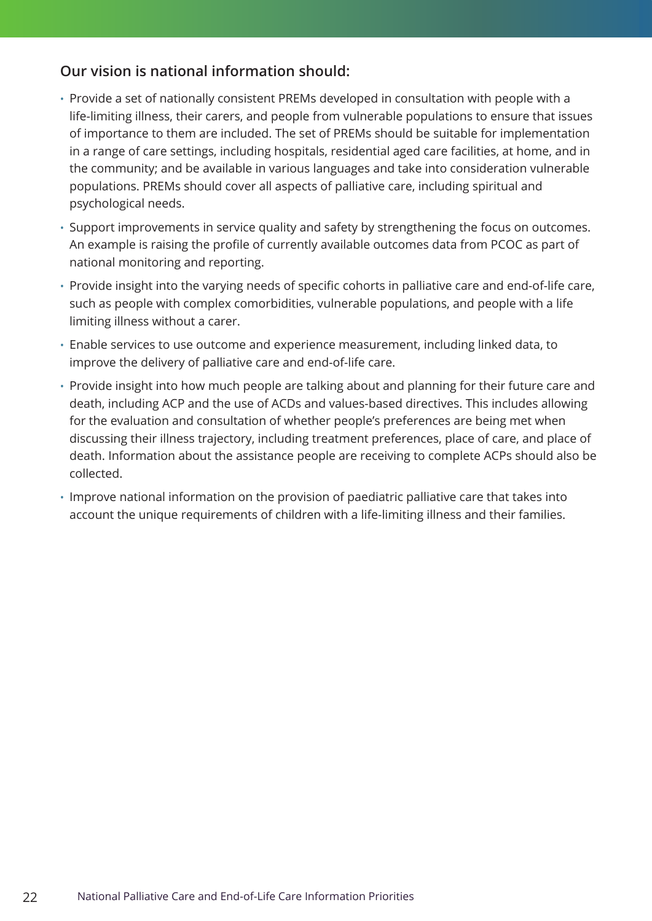### Our vision is national information should:

- Provide a set of nationally consistent PREMs developed in consultation with people with a life-limiting illness, their carers, and people from vulnerable populations to ensure that issues of importance to them are included. The set of PREMs should be suitable for implementation in a range of care settings, including hospitals, residential aged care facilities, at home, and in the community; and be available in various languages and take into consideration vulnerable populations. PREMs should cover all aspects of palliative care, including spiritual and psychological needs.
- Support improvements in service quality and safety by strengthening the focus on outcomes. An example is raising the profile of currently available outcomes data from PCOC as part of national monitoring and reporting.
- Provide insight into the varying needs of specific cohorts in palliative care and end-of-life care, such as people with complex comorbidities, vulnerable populations, and people with a life limiting illness without a carer.
- Enable services to use outcome and experience measurement, including linked data, to improve the delivery of palliative care and end-of-life care.
- Provide insight into how much people are talking about and planning for their future care and death, including ACP and the use of ACDs and values-based directives. This includes allowing for the evaluation and consultation of whether people's preferences are being met when discussing their illness trajectory, including treatment preferences, place of care, and place of death. Information about the assistance people are receiving to complete ACPs should also be collected.
- Improve national information on the provision of paediatric palliative care that takes into account the unique requirements of children with a life-limiting illness and their families.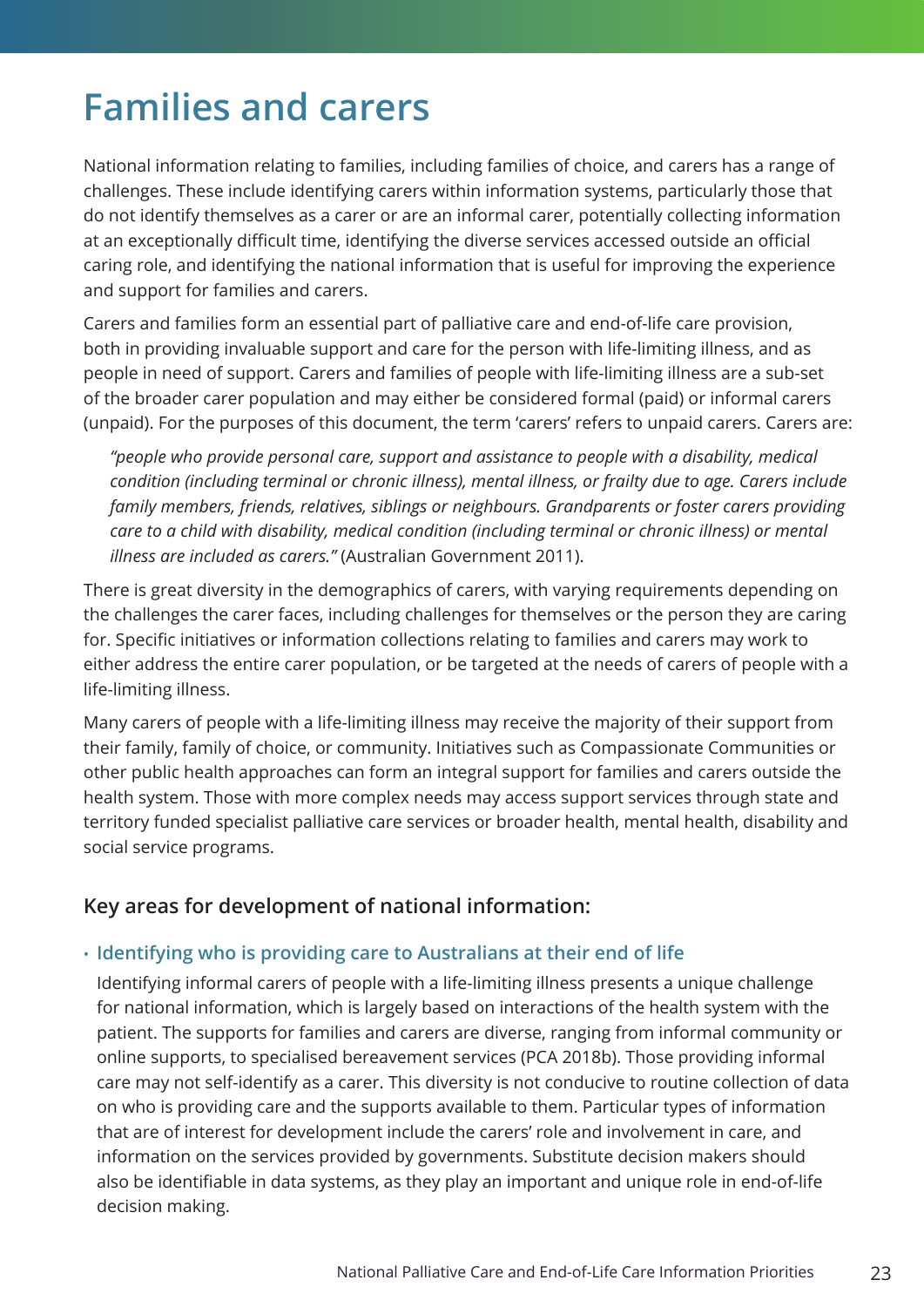# Families and carers

National information relating to families, including families of choice, and carers has a range of challenges. These include identifying carers within information systems, particularly those that do not identify themselves as a carer or are an informal carer, potentially collecting information at an exceptionally difficult time, identifying the diverse services accessed outside an official caring role, and identifying the national information that is useful for improving the experience and support for families and carers.

Carers and families form an essential part of palliative care and end-of-life care provision, both in providing invaluable support and care for the person with life-limiting illness, and as people in need of support. Carers and families of people with life-limiting illness are a sub-set of the broader carer population and may either be considered formal (paid) or informal carers (unpaid). For the purposes of this document, the term 'carers' refers to unpaid carers. Carers are:

> *"people who provide personal care, support and assistance to people with a disability, medical condition (including terminal or chronic illness), mental illness, or frailty due to age. Carers include family members, friends, relatives, siblings or neighbours. Grandparents or foster carers providing care to a child with disability, medical condition (including terminal or chronic illness) or mental illness are included as carers."* (Australian Government 2011).

There is great diversity in the demographics of carers, with varying requirements depending on the challenges the carer faces, including challenges for themselves or the person they are caring for. Specific initiatives or information collections relating to families and carers may work to either address the entire carer population, or be targeted at the needs of carers of people with a life-limiting illness.

Many carers of people with a life-limiting illness may receive the majority of their support from their family, family of choice, or community. Initiatives such as Compassionate Communities or other public health approaches can form an integral support for families and carers outside the health system. Those with more complex needs may access support services through state and territory funded specialist palliative care services or broader health, mental health, disability and social service programs.

### Key areas for development of national information:

- **Identifying who is providing care to Australians at their end of life**

  Identifying informal carers of people with a life-limiting illness presents a unique challenge for national information, which is largely based on interactions of the health system with the patient. The supports for families and carers are diverse, ranging from informal community or online supports, to specialised bereavement services (PCA 2018b). Those providing informal care may not self-identify as a carer. This diversity is not conducive to routine collection of data on who is providing care and the supports available to them. Particular types of information that are of interest for development include the carers' role and involvement in care, and information on the services provided by governments. Substitute decision makers should also be identifiable in data systems, as they play an important and unique role in end-of-life decision making.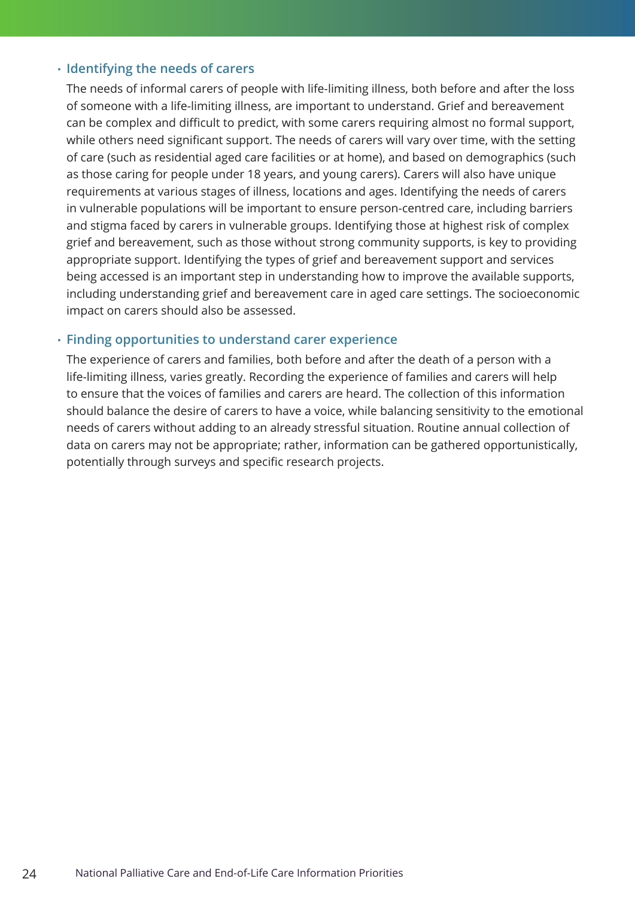- **Identifying the needs of carers**

  The needs of informal carers of people with life-limiting illness, both before and after the loss of someone with a life-limiting illness, are important to understand. Grief and bereavement can be complex and difficult to predict, with some carers requiring almost no formal support, while others need significant support. The needs of carers will vary over time, with the setting of care (such as residential aged care facilities or at home), and based on demographics (such as those caring for people under 18 years, and young carers). Carers will also have unique requirements at various stages of illness, locations and ages. Identifying the needs of carers in vulnerable populations will be important to ensure person-centred care, including barriers and stigma faced by carers in vulnerable groups. Identifying those at highest risk of complex grief and bereavement, such as those without strong community supports, is key to providing appropriate support. Identifying the types of grief and bereavement support and services being accessed is an important step in understanding how to improve the available supports, including understanding grief and bereavement care in aged care settings. The socioeconomic impact on carers should also be assessed.

- **Finding opportunities to understand carer experience**

  The experience of carers and families, both before and after the death of a person with a life-limiting illness, varies greatly. Recording the experience of families and carers will help to ensure that the voices of families and carers are heard. The collection of this information should balance the desire of carers to have a voice, while balancing sensitivity to the emotional needs of carers without adding to an already stressful situation. Routine annual collection of data on carers may not be appropriate; rather, information can be gathered opportunistically, potentially through surveys and specific research projects.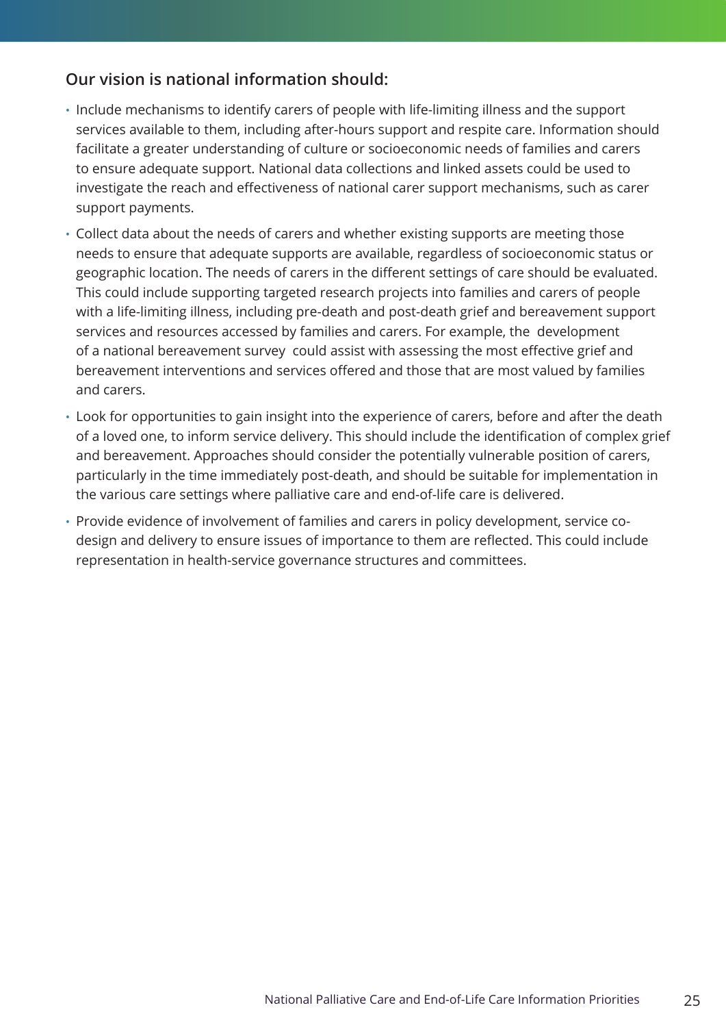### Our vision is national information should:

- Include mechanisms to identify carers of people with life-limiting illness and the support services available to them, including after-hours support and respite care. Information should facilitate a greater understanding of culture or socioeconomic needs of families and carers to ensure adequate support. National data collections and linked assets could be used to investigate the reach and effectiveness of national carer support mechanisms, such as carer support payments.
- Collect data about the needs of carers and whether existing supports are meeting those needs to ensure that adequate supports are available, regardless of socioeconomic status or geographic location. The needs of carers in the different settings of care should be evaluated. This could include supporting targeted research projects into families and carers of people with a life-limiting illness, including pre-death and post-death grief and bereavement support services and resources accessed by families and carers. For example, the development of a national bereavement survey could assist with assessing the most effective grief and bereavement interventions and services offered and those that are most valued by families and carers.
- Look for opportunities to gain insight into the experience of carers, before and after the death of a loved one, to inform service delivery. This should include the identification of complex grief and bereavement. Approaches should consider the potentially vulnerable position of carers, particularly in the time immediately post-death, and should be suitable for implementation in the various care settings where palliative care and end-of-life care is delivered.
- Provide evidence of involvement of families and carers in policy development, service co-design and delivery to ensure issues of importance to them are reflected. This could include representation in health-service governance structures and committees.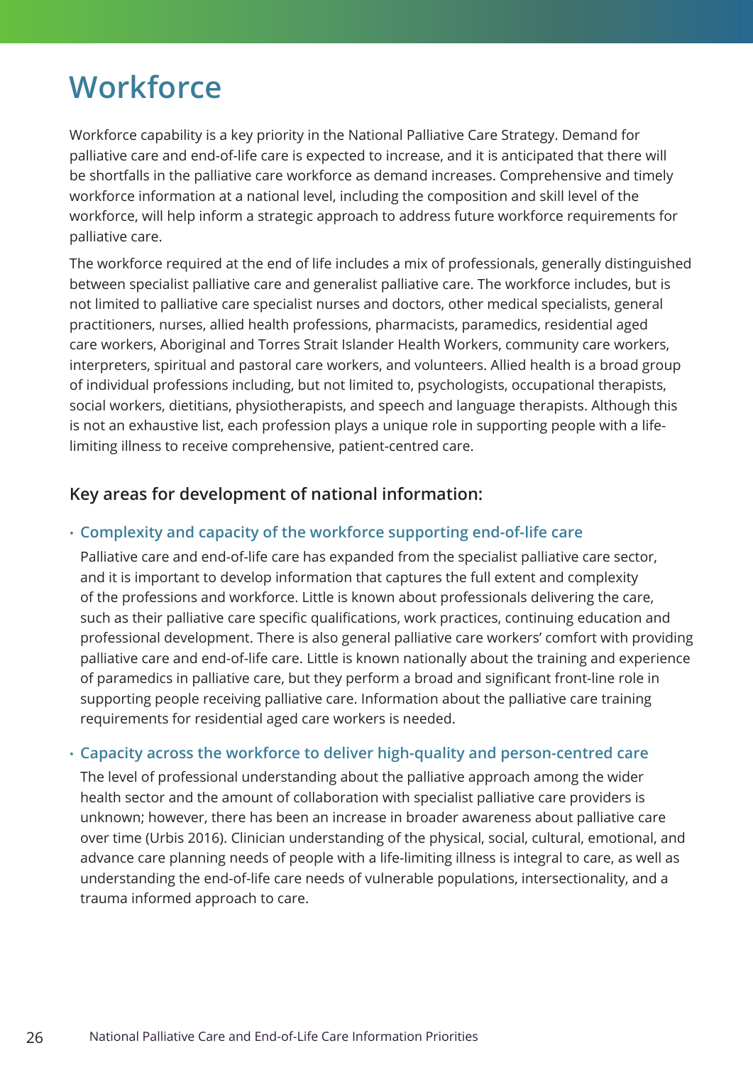# Workforce

Workforce capability is a key priority in the National Palliative Care Strategy. Demand for palliative care and end-of-life care is expected to increase, and it is anticipated that there will be shortfalls in the palliative care workforce as demand increases. Comprehensive and timely workforce information at a national level, including the composition and skill level of the workforce, will help inform a strategic approach to address future workforce requirements for palliative care.

The workforce required at the end of life includes a mix of professionals, generally distinguished between specialist palliative care and generalist palliative care. The workforce includes, but is not limited to palliative care specialist nurses and doctors, other medical specialists, general practitioners, nurses, allied health professions, pharmacists, paramedics, residential aged care workers, Aboriginal and Torres Strait Islander Health Workers, community care workers, interpreters, spiritual and pastoral care workers, and volunteers. Allied health is a broad group of individual professions including, but not limited to, psychologists, occupational therapists, social workers, dietitians, physiotherapists, and speech and language therapists. Although this is not an exhaustive list, each profession plays a unique role in supporting people with a life-limiting illness to receive comprehensive, patient-centred care.

### Key areas for development of national information:

- **Complexity and capacity of the workforce supporting end-of-life care**

  Palliative care and end-of-life care has expanded from the specialist palliative care sector, and it is important to develop information that captures the full extent and complexity of the professions and workforce. Little is known about professionals delivering the care, such as their palliative care specific qualifications, work practices, continuing education and professional development. There is also general palliative care workers' comfort with providing palliative care and end-of-life care. Little is known nationally about the training and experience of paramedics in palliative care, but they perform a broad and significant front-line role in supporting people receiving palliative care. Information about the palliative care training requirements for residential aged care workers is needed.

- **Capacity across the workforce to deliver high-quality and person-centred care**

  The level of professional understanding about the palliative approach among the wider health sector and the amount of collaboration with specialist palliative care providers is unknown; however, there has been an increase in broader awareness about palliative care over time (Urbis 2016). Clinician understanding of the physical, social, cultural, emotional, and advance care planning needs of people with a life-limiting illness is integral to care, as well as understanding the end-of-life care needs of vulnerable populations, intersectionality, and a trauma informed approach to care.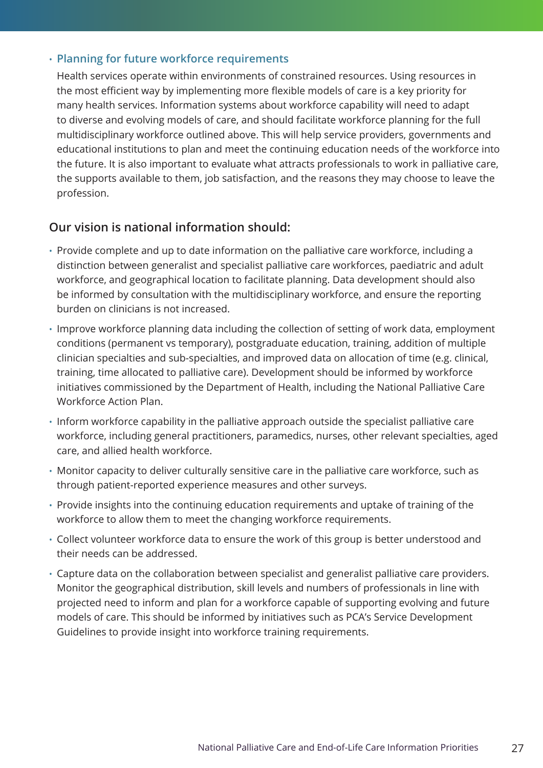- **Planning for future workforce requirements**

  Health services operate within environments of constrained resources. Using resources in the most efficient way by implementing more flexible models of care is a key priority for many health services. Information systems about workforce capability will need to adapt to diverse and evolving models of care, and should facilitate workforce planning for the full multidisciplinary workforce outlined above. This will help service providers, governments and educational institutions to plan and meet the continuing education needs of the workforce into the future. It is also important to evaluate what attracts professionals to work in palliative care, the supports available to them, job satisfaction, and the reasons they may choose to leave the profession.

## Our vision is national information should:

- Provide complete and up to date information on the palliative care workforce, including a distinction between generalist and specialist palliative care workforces, paediatric and adult workforce, and geographical location to facilitate planning. Data development should also be informed by consultation with the multidisciplinary workforce, and ensure the reporting burden on clinicians is not increased.
- Improve workforce planning data including the collection of setting of work data, employment conditions (permanent vs temporary), postgraduate education, training, addition of multiple clinician specialties and sub-specialties, and improved data on allocation of time (e.g. clinical, training, time allocated to palliative care). Development should be informed by workforce initiatives commissioned by the Department of Health, including the National Palliative Care Workforce Action Plan.
- Inform workforce capability in the palliative approach outside the specialist palliative care workforce, including general practitioners, paramedics, nurses, other relevant specialties, aged care, and allied health workforce.
- Monitor capacity to deliver culturally sensitive care in the palliative care workforce, such as through patient-reported experience measures and other surveys.
- Provide insights into the continuing education requirements and uptake of training of the workforce to allow them to meet the changing workforce requirements.
- Collect volunteer workforce data to ensure the work of this group is better understood and their needs can be addressed.
- Capture data on the collaboration between specialist and generalist palliative care providers. Monitor the geographical distribution, skill levels and numbers of professionals in line with projected need to inform and plan for a workforce capable of supporting evolving and future models of care. This should be informed by initiatives such as PCA's Service Development Guidelines to provide insight into workforce training requirements.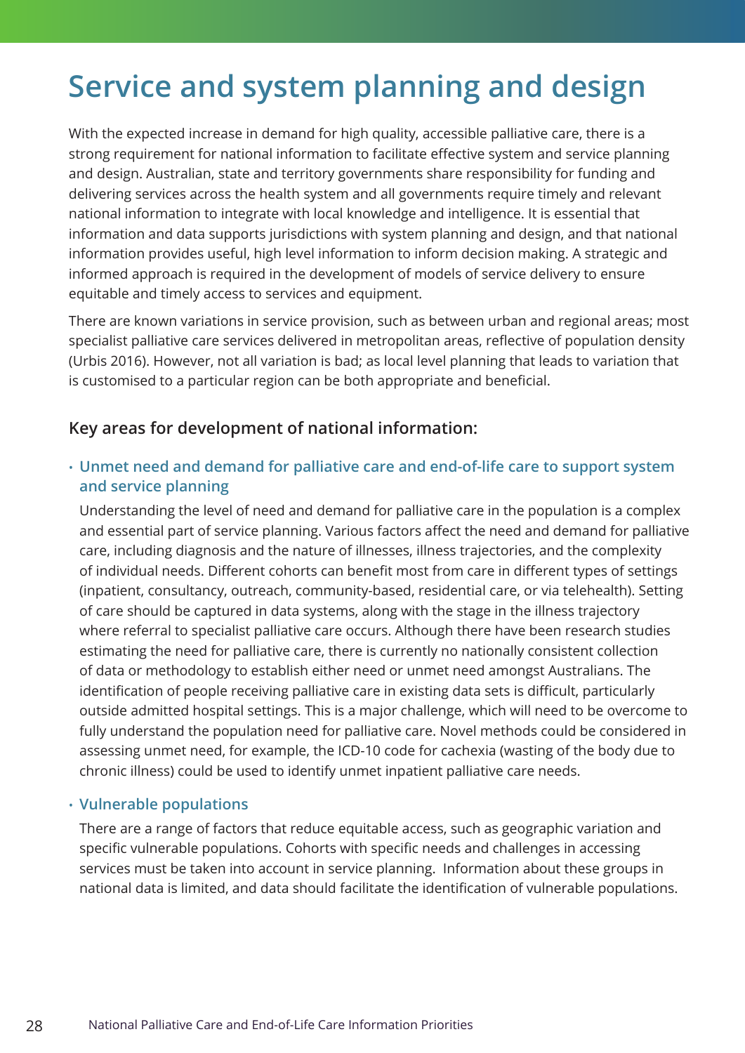# Service and system planning and design

With the expected increase in demand for high quality, accessible palliative care, there is a strong requirement for national information to facilitate effective system and service planning and design. Australian, state and territory governments share responsibility for funding and delivering services across the health system and all governments require timely and relevant national information to integrate with local knowledge and intelligence. It is essential that information and data supports jurisdictions with system planning and design, and that national information provides useful, high level information to inform decision making. A strategic and informed approach is required in the development of models of service delivery to ensure equitable and timely access to services and equipment.

There are known variations in service provision, such as between urban and regional areas; most specialist palliative care services delivered in metropolitan areas, reflective of population density (Urbis 2016). However, not all variation is bad; as local level planning that leads to variation that is customised to a particular region can be both appropriate and beneficial.

### Key areas for development of national information:

- **Unmet need and demand for palliative care and end-of-life care to support system and service planning**

  Understanding the level of need and demand for palliative care in the population is a complex and essential part of service planning. Various factors affect the need and demand for palliative care, including diagnosis and the nature of illnesses, illness trajectories, and the complexity of individual needs. Different cohorts can benefit most from care in different types of settings (inpatient, consultancy, outreach, community-based, residential care, or via telehealth). Setting of care should be captured in data systems, along with the stage in the illness trajectory where referral to specialist palliative care occurs. Although there have been research studies estimating the need for palliative care, there is currently no nationally consistent collection of data or methodology to establish either need or unmet need amongst Australians. The identification of people receiving palliative care in existing data sets is difficult, particularly outside admitted hospital settings. This is a major challenge, which will need to be overcome to fully understand the population need for palliative care. Novel methods could be considered in assessing unmet need, for example, the ICD-10 code for cachexia (wasting of the body due to chronic illness) could be used to identify unmet inpatient palliative care needs.

- **Vulnerable populations**

  There are a range of factors that reduce equitable access, such as geographic variation and specific vulnerable populations. Cohorts with specific needs and challenges in accessing services must be taken into account in service planning. Information about these groups in national data is limited, and data should facilitate the identification of vulnerable populations.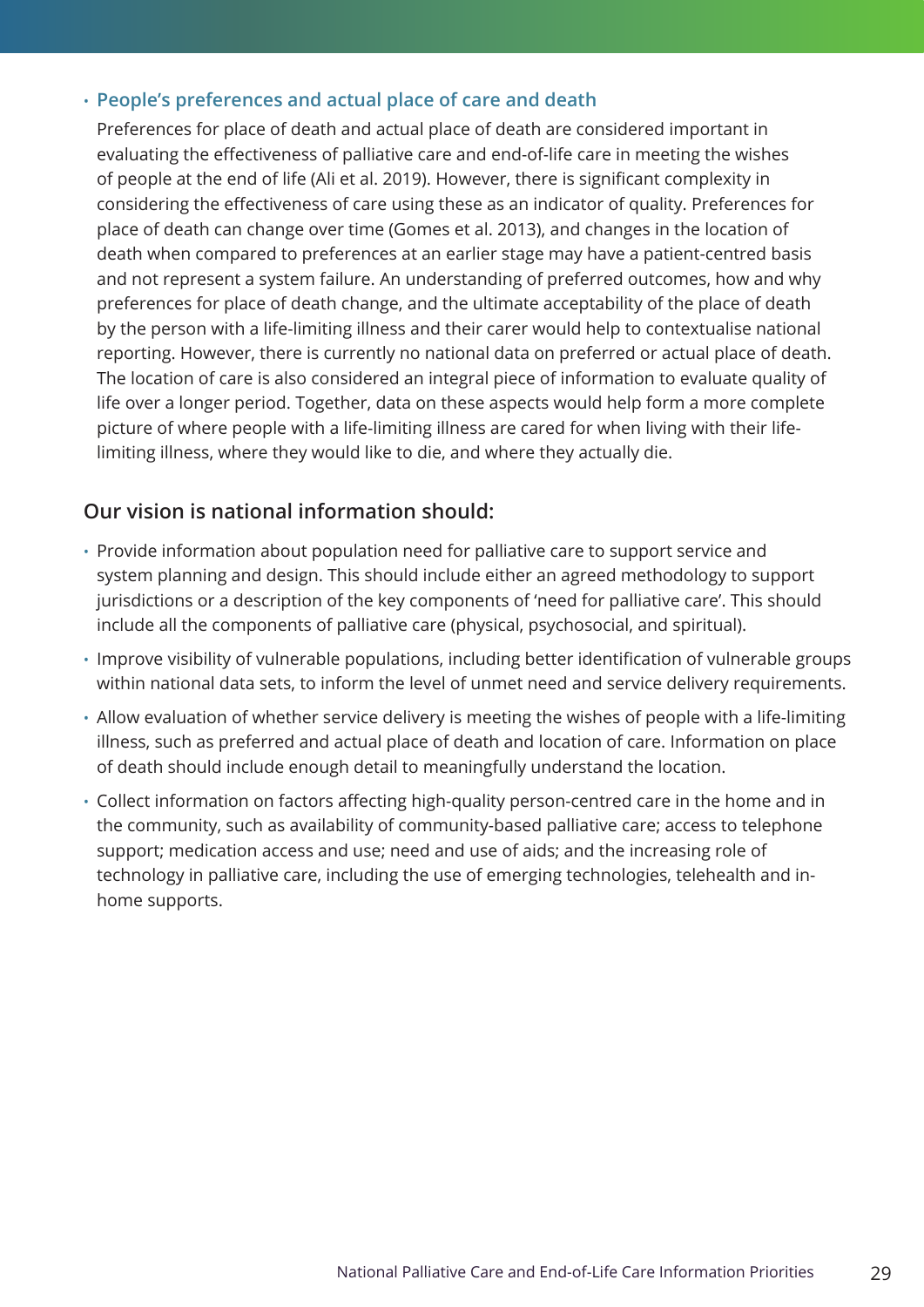- **People's preferences and actual place of care and death**

  Preferences for place of death and actual place of death are considered important in evaluating the effectiveness of palliative care and end-of-life care in meeting the wishes of people at the end of life (Ali et al. 2019). However, there is significant complexity in considering the effectiveness of care using these as an indicator of quality. Preferences for place of death can change over time (Gomes et al. 2013), and changes in the location of death when compared to preferences at an earlier stage may have a patient-centred basis and not represent a system failure. An understanding of preferred outcomes, how and why preferences for place of death change, and the ultimate acceptability of the place of death by the person with a life-limiting illness and their carer would help to contextualise national reporting. However, there is currently no national data on preferred or actual place of death. The location of care is also considered an integral piece of information to evaluate quality of life over a longer period. Together, data on these aspects would help form a more complete picture of where people with a life-limiting illness are cared for when living with their life-limiting illness, where they would like to die, and where they actually die.

## Our vision is national information should:

- Provide information about population need for palliative care to support service and system planning and design. This should include either an agreed methodology to support jurisdictions or a description of the key components of 'need for palliative care'. This should include all the components of palliative care (physical, psychosocial, and spiritual).
- Improve visibility of vulnerable populations, including better identification of vulnerable groups within national data sets, to inform the level of unmet need and service delivery requirements.
- Allow evaluation of whether service delivery is meeting the wishes of people with a life-limiting illness, such as preferred and actual place of death and location of care. Information on place of death should include enough detail to meaningfully understand the location.
- Collect information on factors affecting high-quality person-centred care in the home and in the community, such as availability of community-based palliative care; access to telephone support; medication access and use; need and use of aids; and the increasing role of technology in palliative care, including the use of emerging technologies, telehealth and in-home supports.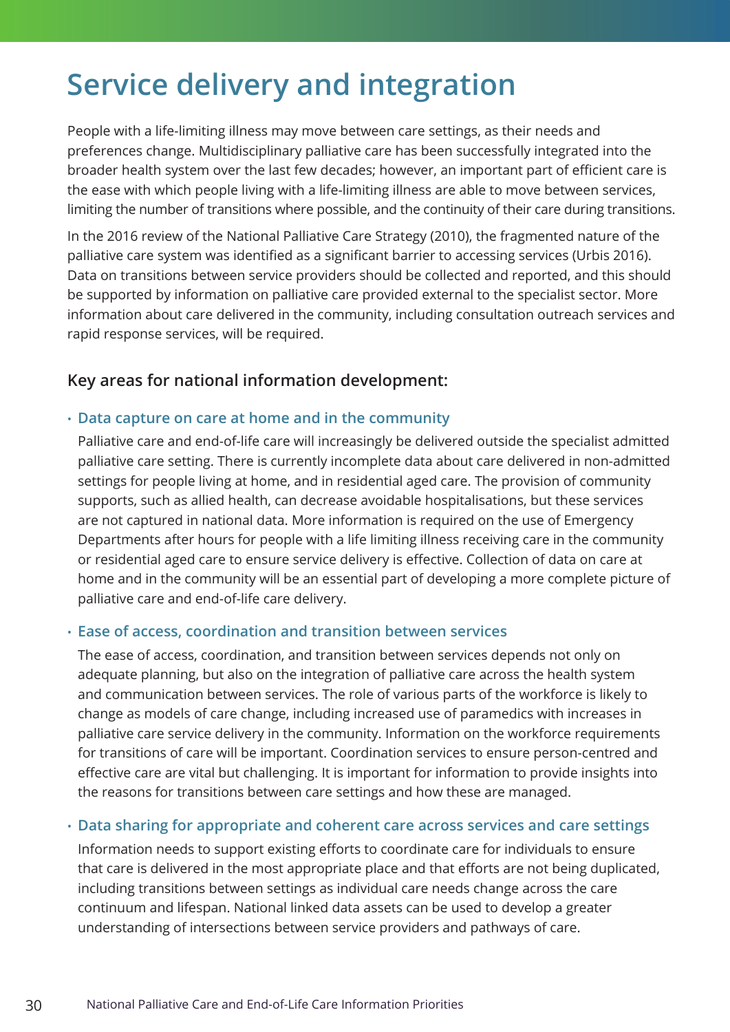# Service delivery and integration

People with a life-limiting illness may move between care settings, as their needs and preferences change. Multidisciplinary palliative care has been successfully integrated into the broader health system over the last few decades; however, an important part of efficient care is the ease with which people living with a life-limiting illness are able to move between services, limiting the number of transitions where possible, and the continuity of their care during transitions.

In the 2016 review of the National Palliative Care Strategy (2010), the fragmented nature of the palliative care system was identified as a significant barrier to accessing services (Urbis 2016). Data on transitions between service providers should be collected and reported, and this should be supported by information on palliative care provided external to the specialist sector. More information about care delivered in the community, including consultation outreach services and rapid response services, will be required.

### Key areas for national information development:

- **Data capture on care at home and in the community**

  Palliative care and end-of-life care will increasingly be delivered outside the specialist admitted palliative care setting. There is currently incomplete data about care delivered in non-admitted settings for people living at home, and in residential aged care. The provision of community supports, such as allied health, can decrease avoidable hospitalisations, but these services are not captured in national data. More information is required on the use of Emergency Departments after hours for people with a life limiting illness receiving care in the community or residential aged care to ensure service delivery is effective. Collection of data on care at home and in the community will be an essential part of developing a more complete picture of palliative care and end-of-life care delivery.

- **Ease of access, coordination and transition between services**

  The ease of access, coordination, and transition between services depends not only on adequate planning, but also on the integration of palliative care across the health system and communication between services. The role of various parts of the workforce is likely to change as models of care change, including increased use of paramedics with increases in palliative care service delivery in the community. Information on the workforce requirements for transitions of care will be important. Coordination services to ensure person-centred and effective care are vital but challenging. It is important for information to provide insights into the reasons for transitions between care settings and how these are managed.

- **Data sharing for appropriate and coherent care across services and care settings**

  Information needs to support existing efforts to coordinate care for individuals to ensure that care is delivered in the most appropriate place and that efforts are not being duplicated, including transitions between settings as individual care needs change across the care continuum and lifespan. National linked data assets can be used to develop a greater understanding of intersections between service providers and pathways of care.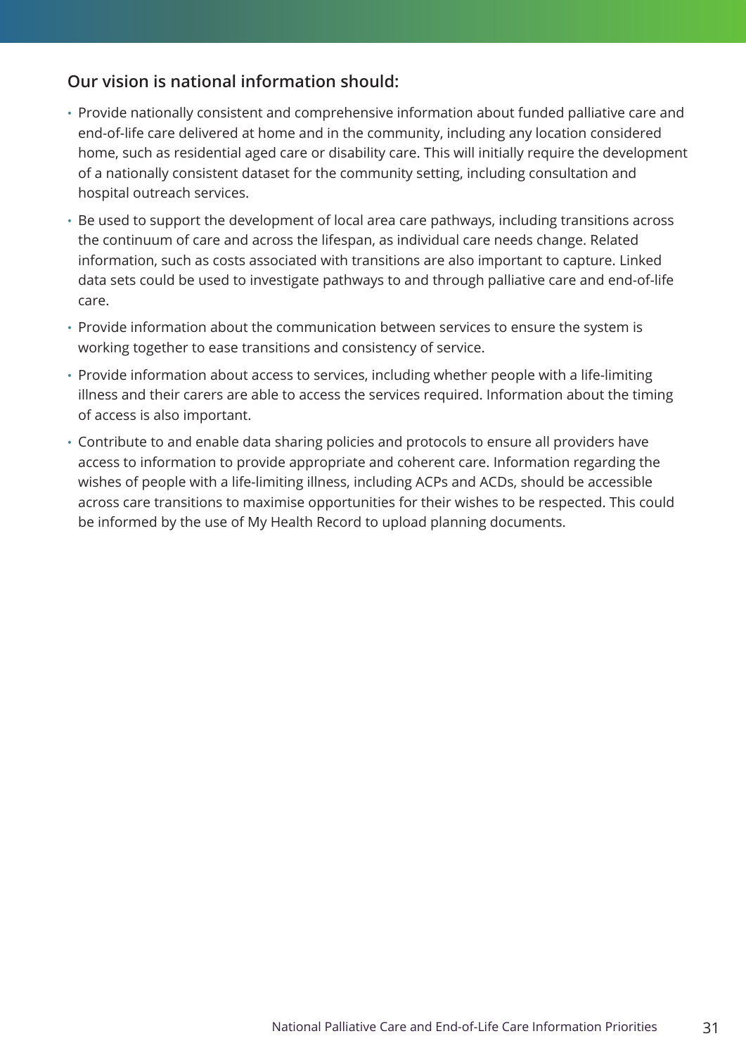### Our vision is national information should:

- Provide nationally consistent and comprehensive information about funded palliative care and end-of-life care delivered at home and in the community, including any location considered home, such as residential aged care or disability care. This will initially require the development of a nationally consistent dataset for the community setting, including consultation and hospital outreach services.
- Be used to support the development of local area care pathways, including transitions across the continuum of care and across the lifespan, as individual care needs change. Related information, such as costs associated with transitions are also important to capture. Linked data sets could be used to investigate pathways to and through palliative care and end-of-life care.
- Provide information about the communication between services to ensure the system is working together to ease transitions and consistency of service.
- Provide information about access to services, including whether people with a life-limiting illness and their carers are able to access the services required. Information about the timing of access is also important.
- Contribute to and enable data sharing policies and protocols to ensure all providers have access to information to provide appropriate and coherent care. Information regarding the wishes of people with a life-limiting illness, including ACPs and ACDs, should be accessible across care transitions to maximise opportunities for their wishes to be respected. This could be informed by the use of My Health Record to upload planning documents.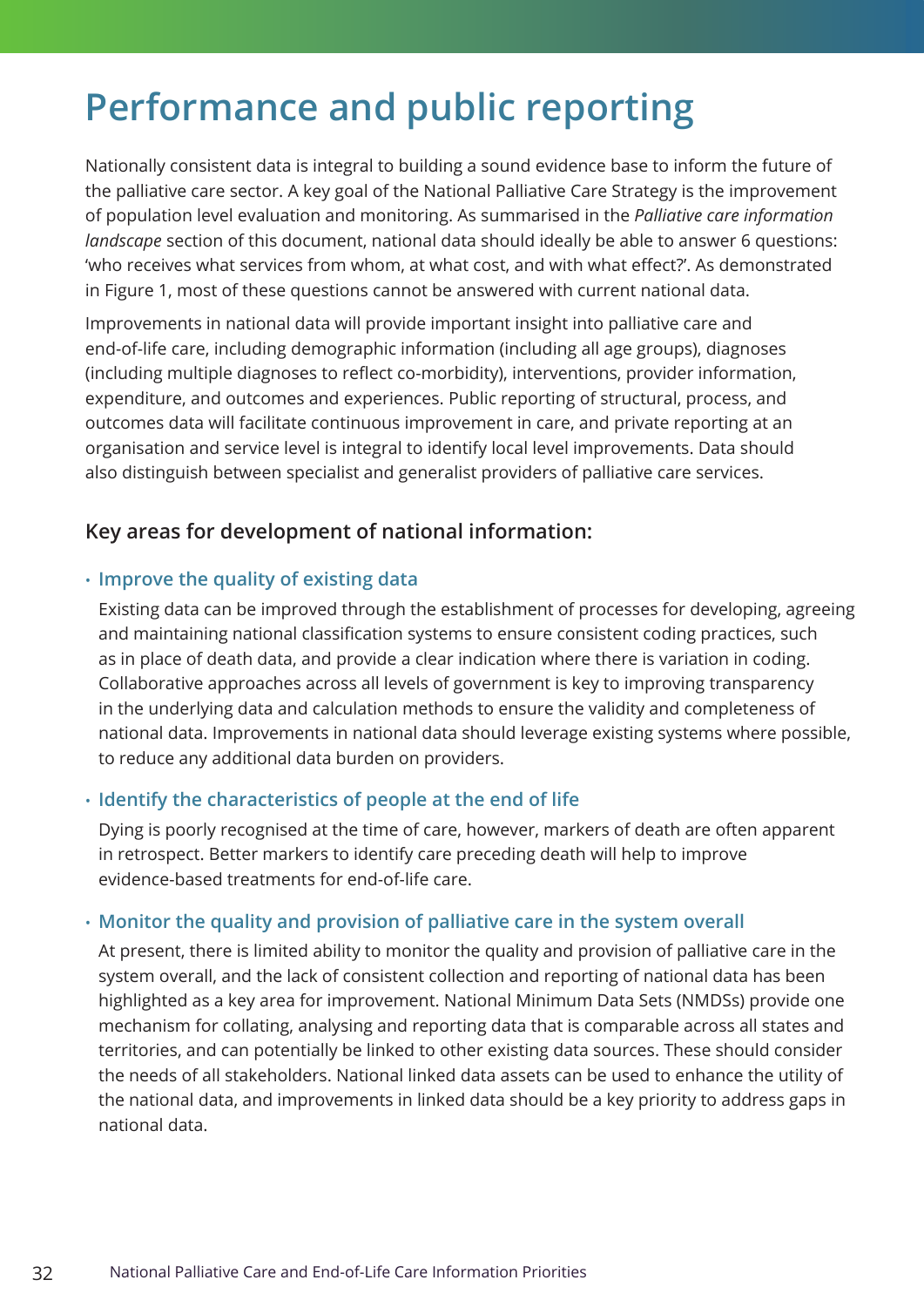# Performance and public reporting

Nationally consistent data is integral to building a sound evidence base to inform the future of the palliative care sector. A key goal of the National Palliative Care Strategy is the improvement of population level evaluation and monitoring. As summarised in the *Palliative care information landscape* section of this document, national data should ideally be able to answer 6 questions: 'who receives what services from whom, at what cost, and with what effect?'. As demonstrated in Figure 1, most of these questions cannot be answered with current national data.

Improvements in national data will provide important insight into palliative care and end-of-life care, including demographic information (including all age groups), diagnoses (including multiple diagnoses to reflect co-morbidity), interventions, provider information, expenditure, and outcomes and experiences. Public reporting of structural, process, and outcomes data will facilitate continuous improvement in care, and private reporting at an organisation and service level is integral to identify local level improvements. Data should also distinguish between specialist and generalist providers of palliative care services.

### Key areas for development of national information:

- **Improve the quality of existing data**

  Existing data can be improved through the establishment of processes for developing, agreeing and maintaining national classification systems to ensure consistent coding practices, such as in place of death data, and provide a clear indication where there is variation in coding. Collaborative approaches across all levels of government is key to improving transparency in the underlying data and calculation methods to ensure the validity and completeness of national data. Improvements in national data should leverage existing systems where possible, to reduce any additional data burden on providers.

- **Identify the characteristics of people at the end of life**

  Dying is poorly recognised at the time of care, however, markers of death are often apparent in retrospect. Better markers to identify care preceding death will help to improve evidence-based treatments for end-of-life care.

- **Monitor the quality and provision of palliative care in the system overall**

  At present, there is limited ability to monitor the quality and provision of palliative care in the system overall, and the lack of consistent collection and reporting of national data has been highlighted as a key area for improvement. National Minimum Data Sets (NMDSs) provide one mechanism for collating, analysing and reporting data that is comparable across all states and territories, and can potentially be linked to other existing data sources. These should consider the needs of all stakeholders. National linked data assets can be used to enhance the utility of the national data, and improvements in linked data should be a key priority to address gaps in national data.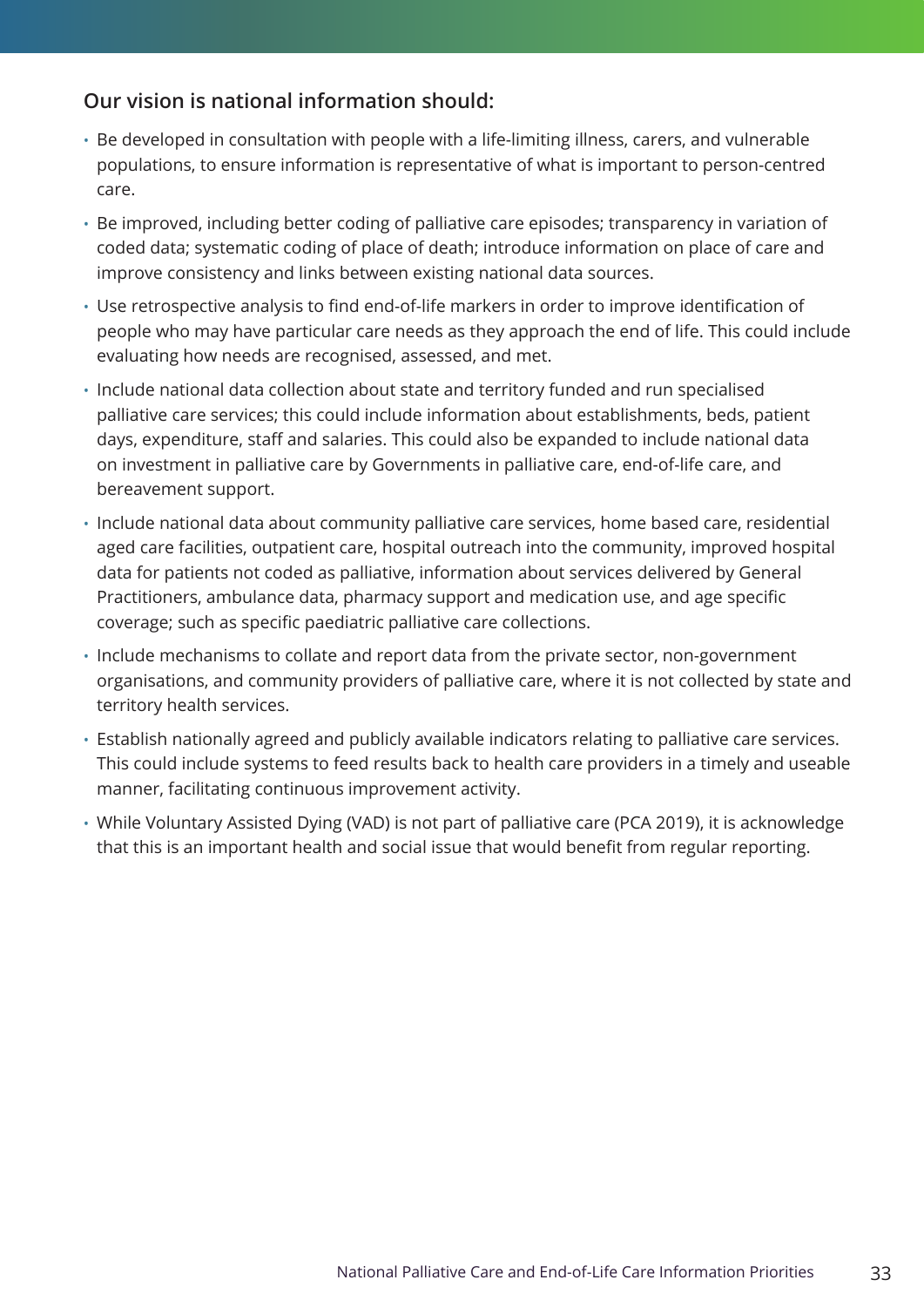### Our vision is national information should:

- Be developed in consultation with people with a life-limiting illness, carers, and vulnerable populations, to ensure information is representative of what is important to person-centred care.
- Be improved, including better coding of palliative care episodes; transparency in variation of coded data; systematic coding of place of death; introduce information on place of care and improve consistency and links between existing national data sources.
- Use retrospective analysis to find end-of-life markers in order to improve identification of people who may have particular care needs as they approach the end of life. This could include evaluating how needs are recognised, assessed, and met.
- Include national data collection about state and territory funded and run specialised palliative care services; this could include information about establishments, beds, patient days, expenditure, staff and salaries. This could also be expanded to include national data on investment in palliative care by Governments in palliative care, end-of-life care, and bereavement support.
- Include national data about community palliative care services, home based care, residential aged care facilities, outpatient care, hospital outreach into the community, improved hospital data for patients not coded as palliative, information about services delivered by General Practitioners, ambulance data, pharmacy support and medication use, and age specific coverage; such as specific paediatric palliative care collections.
- Include mechanisms to collate and report data from the private sector, non-government organisations, and community providers of palliative care, where it is not collected by state and territory health services.
- Establish nationally agreed and publicly available indicators relating to palliative care services. This could include systems to feed results back to health care providers in a timely and useable manner, facilitating continuous improvement activity.
- While Voluntary Assisted Dying (VAD) is not part of palliative care (PCA 2019), it is acknowledge that this is an important health and social issue that would benefit from regular reporting.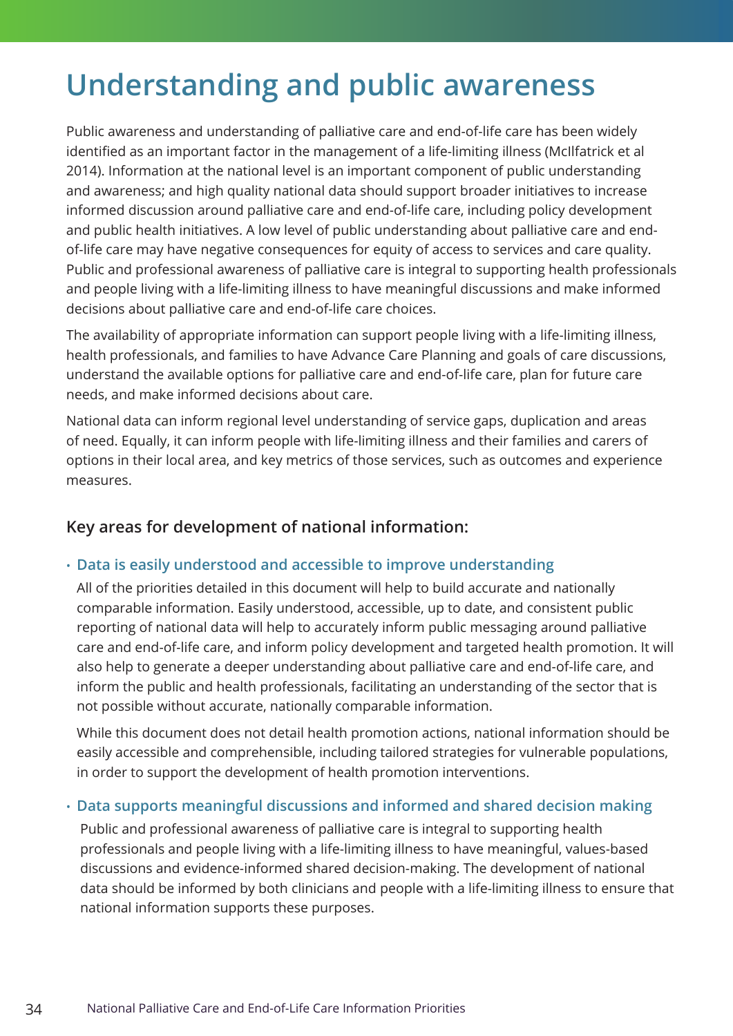# Understanding and public awareness

Public awareness and understanding of palliative care and end-of-life care has been widely identified as an important factor in the management of a life-limiting illness (McIlfatrick et al 2014). Information at the national level is an important component of public understanding and awareness; and high quality national data should support broader initiatives to increase informed discussion around palliative care and end-of-life care, including policy development and public health initiatives. A low level of public understanding about palliative care and end-of-life care may have negative consequences for equity of access to services and care quality. Public and professional awareness of palliative care is integral to supporting health professionals and people living with a life-limiting illness to have meaningful discussions and make informed decisions about palliative care and end-of-life care choices.

The availability of appropriate information can support people living with a life-limiting illness, health professionals, and families to have Advance Care Planning and goals of care discussions, understand the available options for palliative care and end-of-life care, plan for future care needs, and make informed decisions about care.

National data can inform regional level understanding of service gaps, duplication and areas of need. Equally, it can inform people with life-limiting illness and their families and carers of options in their local area, and key metrics of those services, such as outcomes and experience measures.

### Key areas for development of national information:

- **Data is easily understood and accessible to improve understanding**

  All of the priorities detailed in this document will help to build accurate and nationally comparable information. Easily understood, accessible, up to date, and consistent public reporting of national data will help to accurately inform public messaging around palliative care and end-of-life care, and inform policy development and targeted health promotion. It will also help to generate a deeper understanding about palliative care and end-of-life care, and inform the public and health professionals, facilitating an understanding of the sector that is not possible without accurate, nationally comparable information.

  While this document does not detail health promotion actions, national information should be easily accessible and comprehensible, including tailored strategies for vulnerable populations, in order to support the development of health promotion interventions.

- **Data supports meaningful discussions and informed and shared decision making**

  Public and professional awareness of palliative care is integral to supporting health professionals and people living with a life-limiting illness to have meaningful, values-based discussions and evidence-informed shared decision-making. The development of national data should be informed by both clinicians and people with a life-limiting illness to ensure that national information supports these purposes.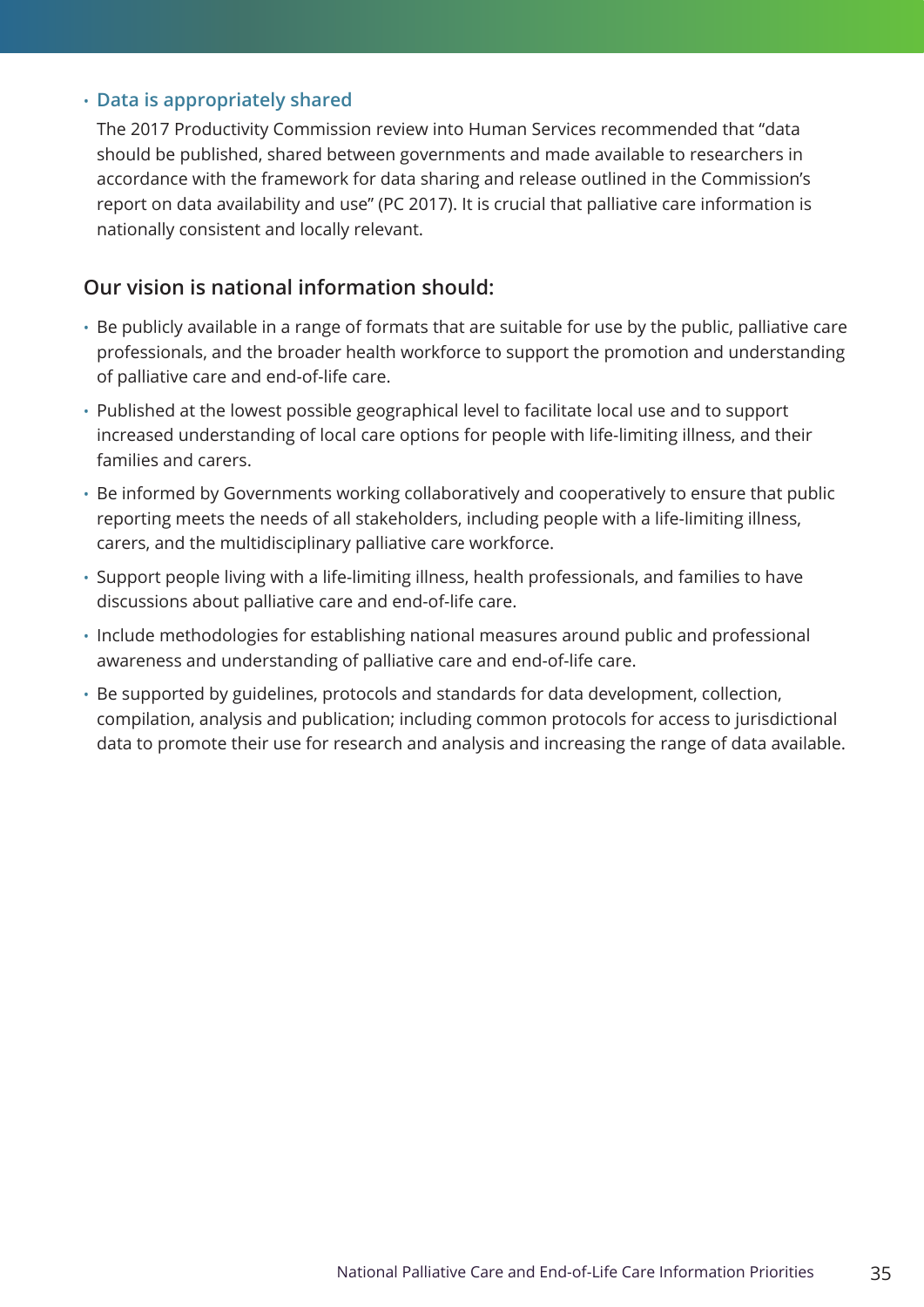- **Data is appropriately shared**

  The 2017 Productivity Commission review into Human Services recommended that "data should be published, shared between governments and made available to researchers in accordance with the framework for data sharing and release outlined in the Commission's report on data availability and use" (PC 2017). It is crucial that palliative care information is nationally consistent and locally relevant.

## Our vision is national information should:

- Be publicly available in a range of formats that are suitable for use by the public, palliative care professionals, and the broader health workforce to support the promotion and understanding of palliative care and end-of-life care.
- Published at the lowest possible geographical level to facilitate local use and to support increased understanding of local care options for people with life-limiting illness, and their families and carers.
- Be informed by Governments working collaboratively and cooperatively to ensure that public reporting meets the needs of all stakeholders, including people with a life-limiting illness, carers, and the multidisciplinary palliative care workforce.
- Support people living with a life-limiting illness, health professionals, and families to have discussions about palliative care and end-of-life care.
- Include methodologies for establishing national measures around public and professional awareness and understanding of palliative care and end-of-life care.
- Be supported by guidelines, protocols and standards for data development, collection, compilation, analysis and publication; including common protocols for access to jurisdictional data to promote their use for research and analysis and increasing the range of data available.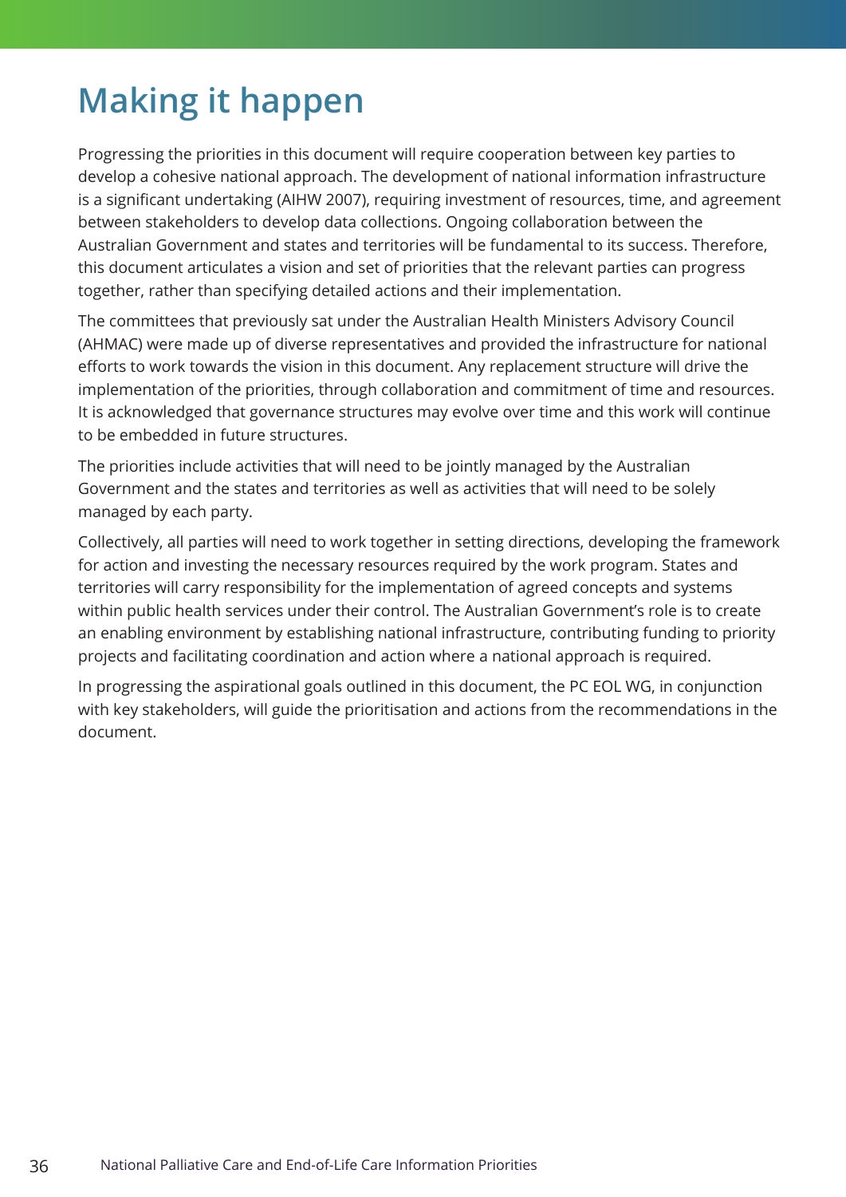# Making it happen

Progressing the priorities in this document will require cooperation between key parties to develop a cohesive national approach. The development of national information infrastructure is a significant undertaking (AIHW 2007), requiring investment of resources, time, and agreement between stakeholders to develop data collections. Ongoing collaboration between the Australian Government and states and territories will be fundamental to its success. Therefore, this document articulates a vision and set of priorities that the relevant parties can progress together, rather than specifying detailed actions and their implementation.

The committees that previously sat under the Australian Health Ministers Advisory Council (AHMAC) were made up of diverse representatives and provided the infrastructure for national efforts to work towards the vision in this document. Any replacement structure will drive the implementation of the priorities, through collaboration and commitment of time and resources. It is acknowledged that governance structures may evolve over time and this work will continue to be embedded in future structures.

The priorities include activities that will need to be jointly managed by the Australian Government and the states and territories as well as activities that will need to be solely managed by each party.

Collectively, all parties will need to work together in setting directions, developing the framework for action and investing the necessary resources required by the work program. States and territories will carry responsibility for the implementation of agreed concepts and systems within public health services under their control. The Australian Government's role is to create an enabling environment by establishing national infrastructure, contributing funding to priority projects and facilitating coordination and action where a national approach is required.

In progressing the aspirational goals outlined in this document, the PC EOL WG, in conjunction with key stakeholders, will guide the prioritisation and actions from the recommendations in the document.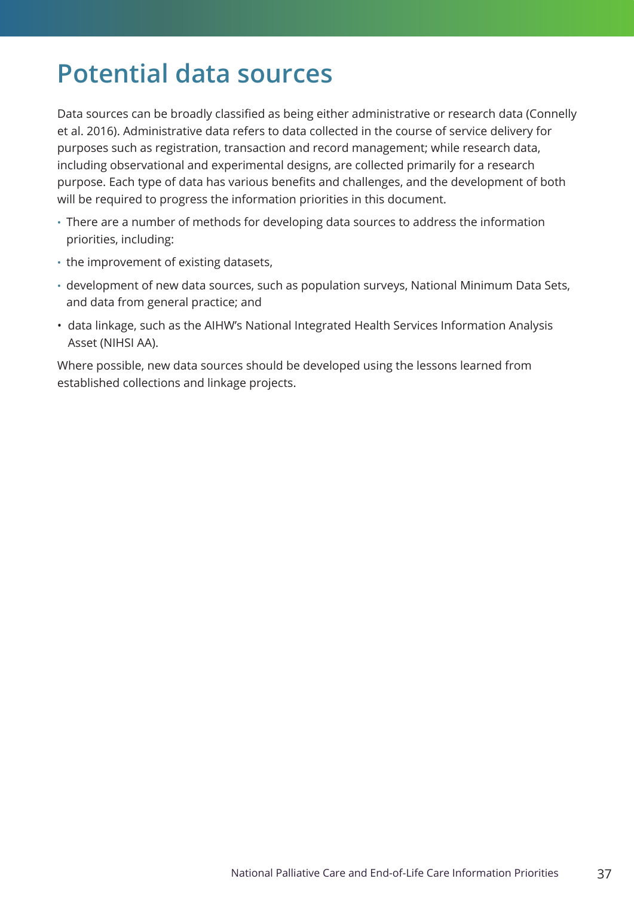# Potential data sources

Data sources can be broadly classified as being either administrative or research data (Connelly et al. 2016). Administrative data refers to data collected in the course of service delivery for purposes such as registration, transaction and record management; while research data, including observational and experimental designs, are collected primarily for a research purpose. Each type of data has various benefits and challenges, and the development of both will be required to progress the information priorities in this document.

- There are a number of methods for developing data sources to address the information priorities, including:
- the improvement of existing datasets,
- development of new data sources, such as population surveys, National Minimum Data Sets, and data from general practice; and
- data linkage, such as the AIHW's National Integrated Health Services Information Analysis Asset (NIHSI AA).

Where possible, new data sources should be developed using the lessons learned from established collections and linkage projects.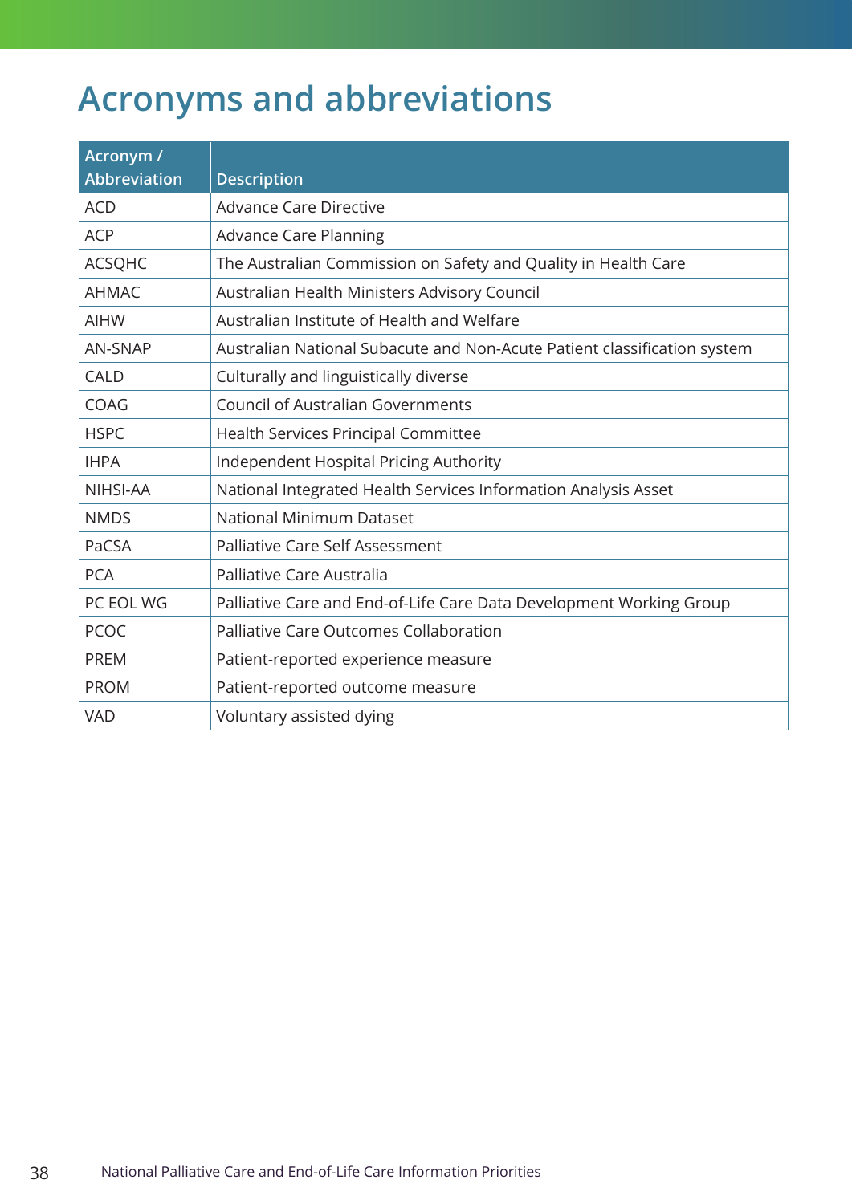# Acronyms and abbreviations

| Acronym / Abbreviation | Description |
| --- | --- |
| ACD | Advance Care Directive |
| ACP | Advance Care Planning |
| ACSQHC | The Australian Commission on Safety and Quality in Health Care |
| AHMAC | Australian Health Ministers Advisory Council |
| AIHW | Australian Institute of Health and Welfare |
| AN-SNAP | Australian National Subacute and Non-Acute Patient classification system |
| CALD | Culturally and linguistically diverse |
| COAG | Council of Australian Governments |
| HSPC | Health Services Principal Committee |
| IHPA | Independent Hospital Pricing Authority |
| NIHSI-AA | National Integrated Health Services Information Analysis Asset |
| NMDS | National Minimum Dataset |
| PaCSA | Palliative Care Self Assessment |
| PCA | Palliative Care Australia |
| PC EOL WG | Palliative Care and End-of-Life Care Data Development Working Group |
| PCOC | Palliative Care Outcomes Collaboration |
| PREM | Patient-reported experience measure |
| PROM | Patient-reported outcome measure |
| VAD | Voluntary assisted dying |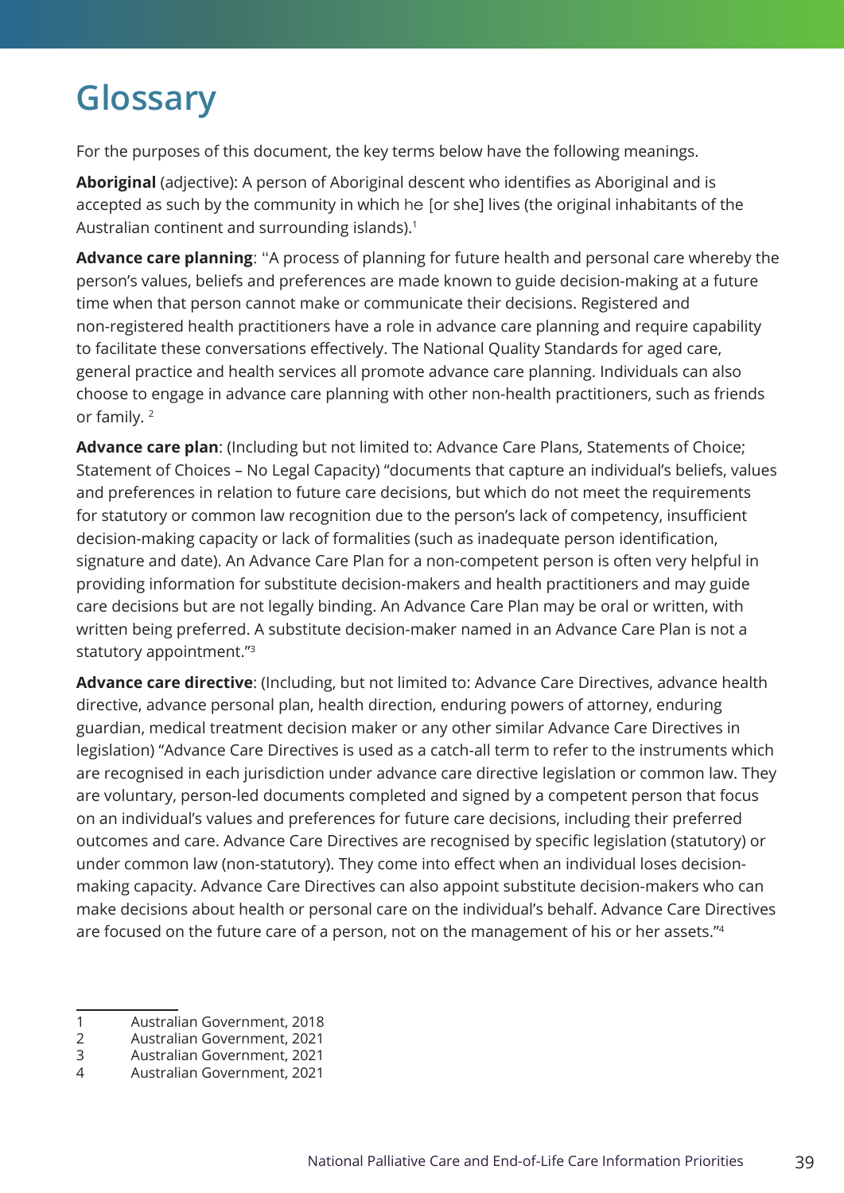# Glossary

For the purposes of this document, the key terms below have the following meanings.

**Aboriginal** (adjective): A person of Aboriginal descent who identifies as Aboriginal and is accepted as such by the community in which he [or she] lives (the original inhabitants of the Australian continent and surrounding islands).[1]

**Advance care planning**: "A process of planning for future health and personal care whereby the person's values, beliefs and preferences are made known to guide decision-making at a future time when that person cannot make or communicate their decisions. Registered and non-registered health practitioners have a role in advance care planning and require capability to facilitate these conversations effectively. The National Quality Standards for aged care, general practice and health services all promote advance care planning. Individuals can also choose to engage in advance care planning with other non-health practitioners, such as friends or family. [2]

**Advance care plan**: (Including but not limited to: Advance Care Plans, Statements of Choice; Statement of Choices – No Legal Capacity) "documents that capture an individual's beliefs, values and preferences in relation to future care decisions, but which do not meet the requirements for statutory or common law recognition due to the person's lack of competency, insufficient decision-making capacity or lack of formalities (such as inadequate person identification, signature and date). An Advance Care Plan for a non-competent person is often very helpful in providing information for substitute decision-makers and health practitioners and may guide care decisions but are not legally binding. An Advance Care Plan may be oral or written, with written being preferred. A substitute decision-maker named in an Advance Care Plan is not a statutory appointment."[3]

**Advance care directive**: (Including, but not limited to: Advance Care Directives, advance health directive, advance personal plan, health direction, enduring powers of attorney, enduring guardian, medical treatment decision maker or any other similar Advance Care Directives in legislation) "Advance Care Directives is used as a catch-all term to refer to the instruments which are recognised in each jurisdiction under advance care directive legislation or common law. They are voluntary, person-led documents completed and signed by a competent person that focus on an individual's values and preferences for future care decisions, including their preferred outcomes and care. Advance Care Directives are recognised by specific legislation (statutory) or under common law (non-statutory). They come into effect when an individual loses decision-making capacity. Advance Care Directives can also appoint substitute decision-makers who can make decisions about health or personal care on the individual's behalf. Advance Care Directives are focused on the future care of a person, not on the management of his or her assets."[4]

---

1 Australian Government, 2018
2 Australian Government, 2021
3 Australian Government, 2021
4 Australian Government, 2021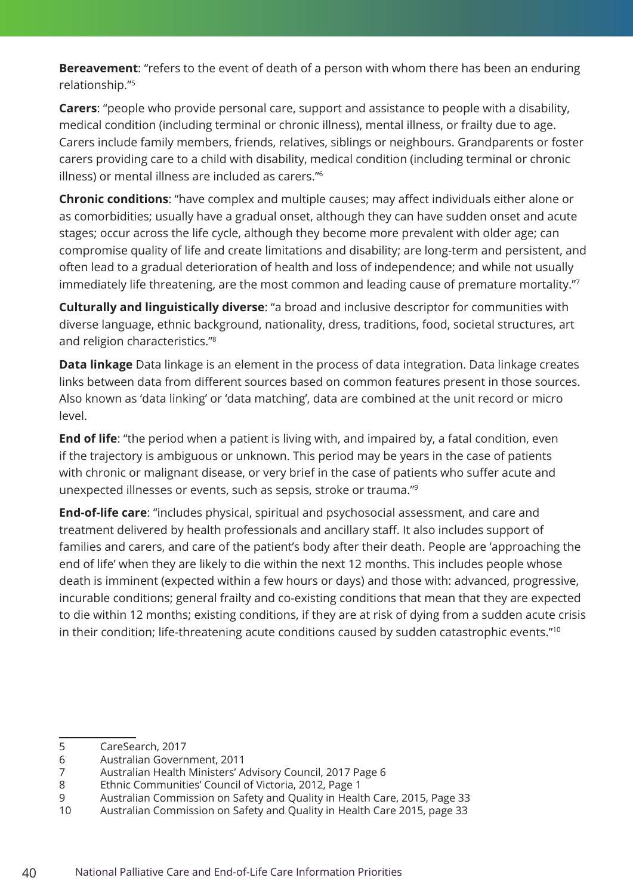**Bereavement**: "refers to the event of death of a person with whom there has been an enduring relationship."[5]

**Carers**: "people who provide personal care, support and assistance to people with a disability, medical condition (including terminal or chronic illness), mental illness, or frailty due to age. Carers include family members, friends, relatives, siblings or neighbours. Grandparents or foster carers providing care to a child with disability, medical condition (including terminal or chronic illness) or mental illness are included as carers."[6]

**Chronic conditions**: "have complex and multiple causes; may affect individuals either alone or as comorbidities; usually have a gradual onset, although they can have sudden onset and acute stages; occur across the life cycle, although they become more prevalent with older age; can compromise quality of life and create limitations and disability; are long-term and persistent, and often lead to a gradual deterioration of health and loss of independence; and while not usually immediately life threatening, are the most common and leading cause of premature mortality."[7]

**Culturally and linguistically diverse**: "a broad and inclusive descriptor for communities with diverse language, ethnic background, nationality, dress, traditions, food, societal structures, art and religion characteristics."[8]

**Data linkage** Data linkage is an element in the process of data integration. Data linkage creates links between data from different sources based on common features present in those sources. Also known as 'data linking' or 'data matching', data are combined at the unit record or micro level.

**End of life**: "the period when a patient is living with, and impaired by, a fatal condition, even if the trajectory is ambiguous or unknown. This period may be years in the case of patients with chronic or malignant disease, or very brief in the case of patients who suffer acute and unexpected illnesses or events, such as sepsis, stroke or trauma."[9]

**End-of-life care**: "includes physical, spiritual and psychosocial assessment, and care and treatment delivered by health professionals and ancillary staff. It also includes support of families and carers, and care of the patient's body after their death. People are 'approaching the end of life' when they are likely to die within the next 12 months. This includes people whose death is imminent (expected within a few hours or days) and those with: advanced, progressive, incurable conditions; general frailty and co-existing conditions that mean that they are expected to die within 12 months; existing conditions, if they are at risk of dying from a sudden acute crisis in their condition; life-threatening acute conditions caused by sudden catastrophic events."[10]

---

5 CareSearch, 2017
6 Australian Government, 2011
7 Australian Health Ministers' Advisory Council, 2017 Page 6
8 Ethnic Communities' Council of Victoria, 2012, Page 1
9 Australian Commission on Safety and Quality in Health Care, 2015, Page 33
10 Australian Commission on Safety and Quality in Health Care 2015, page 33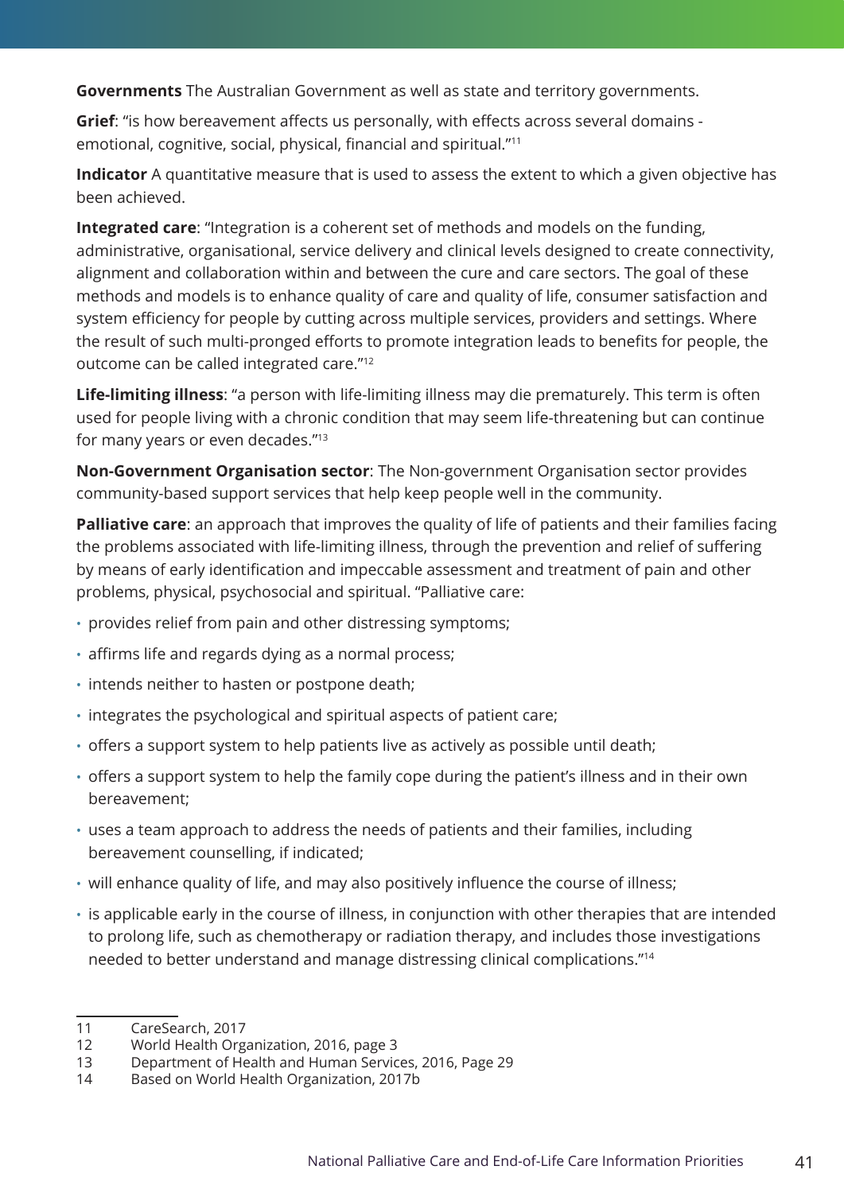**Governments** The Australian Government as well as state and territory governments.

**Grief**: "is how bereavement affects us personally, with effects across several domains - emotional, cognitive, social, physical, financial and spiritual."[11]

**Indicator** A quantitative measure that is used to assess the extent to which a given objective has been achieved.

**Integrated care**: "Integration is a coherent set of methods and models on the funding, administrative, organisational, service delivery and clinical levels designed to create connectivity, alignment and collaboration within and between the cure and care sectors. The goal of these methods and models is to enhance quality of care and quality of life, consumer satisfaction and system efficiency for people by cutting across multiple services, providers and settings. Where the result of such multi-pronged efforts to promote integration leads to benefits for people, the outcome can be called integrated care."[12]

**Life-limiting illness**: "a person with life-limiting illness may die prematurely. This term is often used for people living with a chronic condition that may seem life-threatening but can continue for many years or even decades."[13]

**Non-Government Organisation sector**: The Non-government Organisation sector provides community-based support services that help keep people well in the community.

**Palliative care**: an approach that improves the quality of life of patients and their families facing the problems associated with life-limiting illness, through the prevention and relief of suffering by means of early identification and impeccable assessment and treatment of pain and other problems, physical, psychosocial and spiritual. "Palliative care:

- provides relief from pain and other distressing symptoms;
- affirms life and regards dying as a normal process;
- intends neither to hasten or postpone death;
- integrates the psychological and spiritual aspects of patient care;
- offers a support system to help patients live as actively as possible until death;
- offers a support system to help the family cope during the patient's illness and in their own bereavement;
- uses a team approach to address the needs of patients and their families, including bereavement counselling, if indicated;
- will enhance quality of life, and may also positively influence the course of illness;
- is applicable early in the course of illness, in conjunction with other therapies that are intended to prolong life, such as chemotherapy or radiation therapy, and includes those investigations needed to better understand and manage distressing clinical complications."[14]

---

11 CareSearch, 2017
12 World Health Organization, 2016, page 3
13 Department of Health and Human Services, 2016, Page 29
14 Based on World Health Organization, 2017b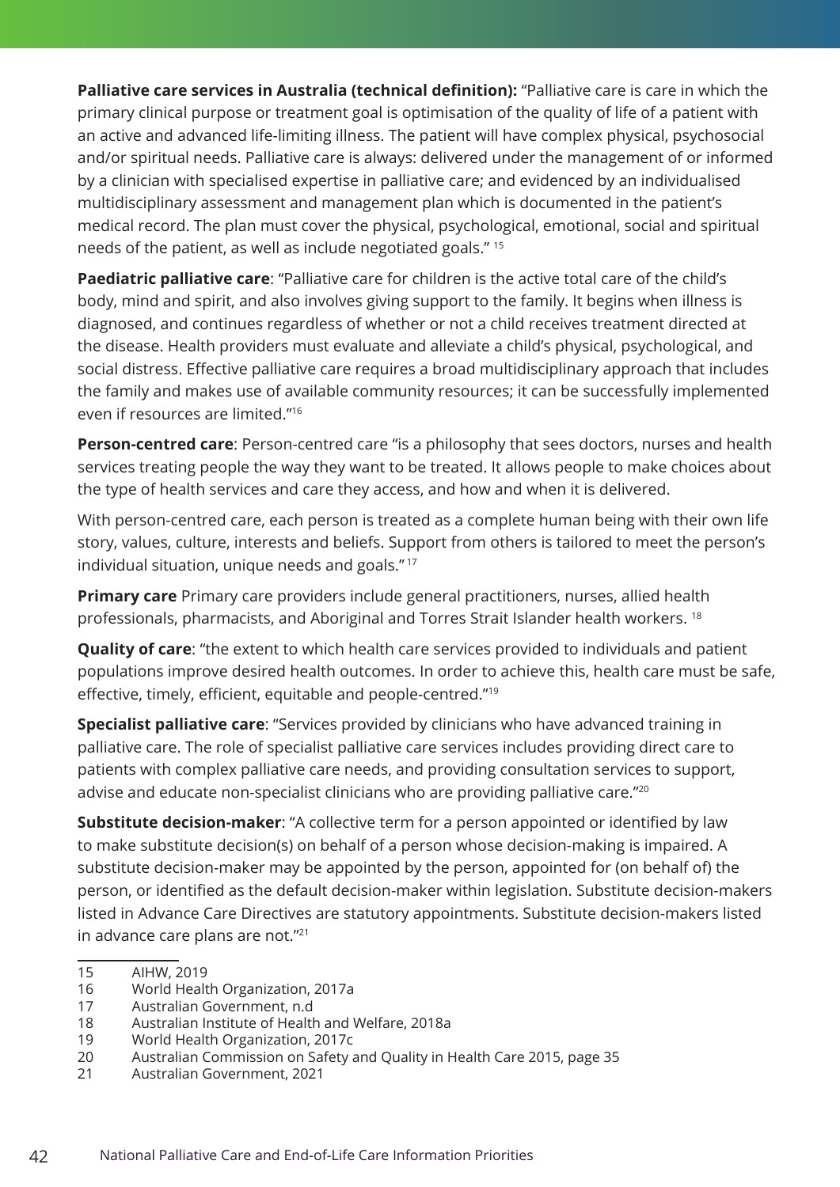**Palliative care services in Australia (technical definition):** "Palliative care is care in which the primary clinical purpose or treatment goal is optimisation of the quality of life of a patient with an active and advanced life-limiting illness. The patient will have complex physical, psychosocial and/or spiritual needs. Palliative care is always: delivered under the management of or informed by a clinician with specialised expertise in palliative care; and evidenced by an individualised multidisciplinary assessment and management plan which is documented in the patient's medical record. The plan must cover the physical, psychological, emotional, social and spiritual needs of the patient, as well as include negotiated goals." [15]

**Paediatric palliative care**: "Palliative care for children is the active total care of the child's body, mind and spirit, and also involves giving support to the family. It begins when illness is diagnosed, and continues regardless of whether or not a child receives treatment directed at the disease. Health providers must evaluate and alleviate a child's physical, psychological, and social distress. Effective palliative care requires a broad multidisciplinary approach that includes the family and makes use of available community resources; it can be successfully implemented even if resources are limited."[16]

**Person-centred care**: Person-centred care "is a philosophy that sees doctors, nurses and health services treating people the way they want to be treated. It allows people to make choices about the type of health services and care they access, and how and when it is delivered.

With person-centred care, each person is treated as a complete human being with their own life story, values, culture, interests and beliefs. Support from others is tailored to meet the person's individual situation, unique needs and goals." [17]

**Primary care** Primary care providers include general practitioners, nurses, allied health professionals, pharmacists, and Aboriginal and Torres Strait Islander health workers. [18]

**Quality of care**: "the extent to which health care services provided to individuals and patient populations improve desired health outcomes. In order to achieve this, health care must be safe, effective, timely, efficient, equitable and people-centred."[19]

**Specialist palliative care**: "Services provided by clinicians who have advanced training in palliative care. The role of specialist palliative care services includes providing direct care to patients with complex palliative care needs, and providing consultation services to support, advise and educate non-specialist clinicians who are providing palliative care."[20]

**Substitute decision-maker**: "A collective term for a person appointed or identified by law to make substitute decision(s) on behalf of a person whose decision-making is impaired. A substitute decision-maker may be appointed by the person, appointed for (on behalf of) the person, or identified as the default decision-maker within legislation. Substitute decision-makers listed in Advance Care Directives are statutory appointments. Substitute decision-makers listed in advance care plans are not."[21]

---

15 AIHW, 2019
16 World Health Organization, 2017a
17 Australian Government, n.d
18 Australian Institute of Health and Welfare, 2018a
19 World Health Organization, 2017c
20 Australian Commission on Safety and Quality in Health Care 2015, page 35
21 Australian Government, 2021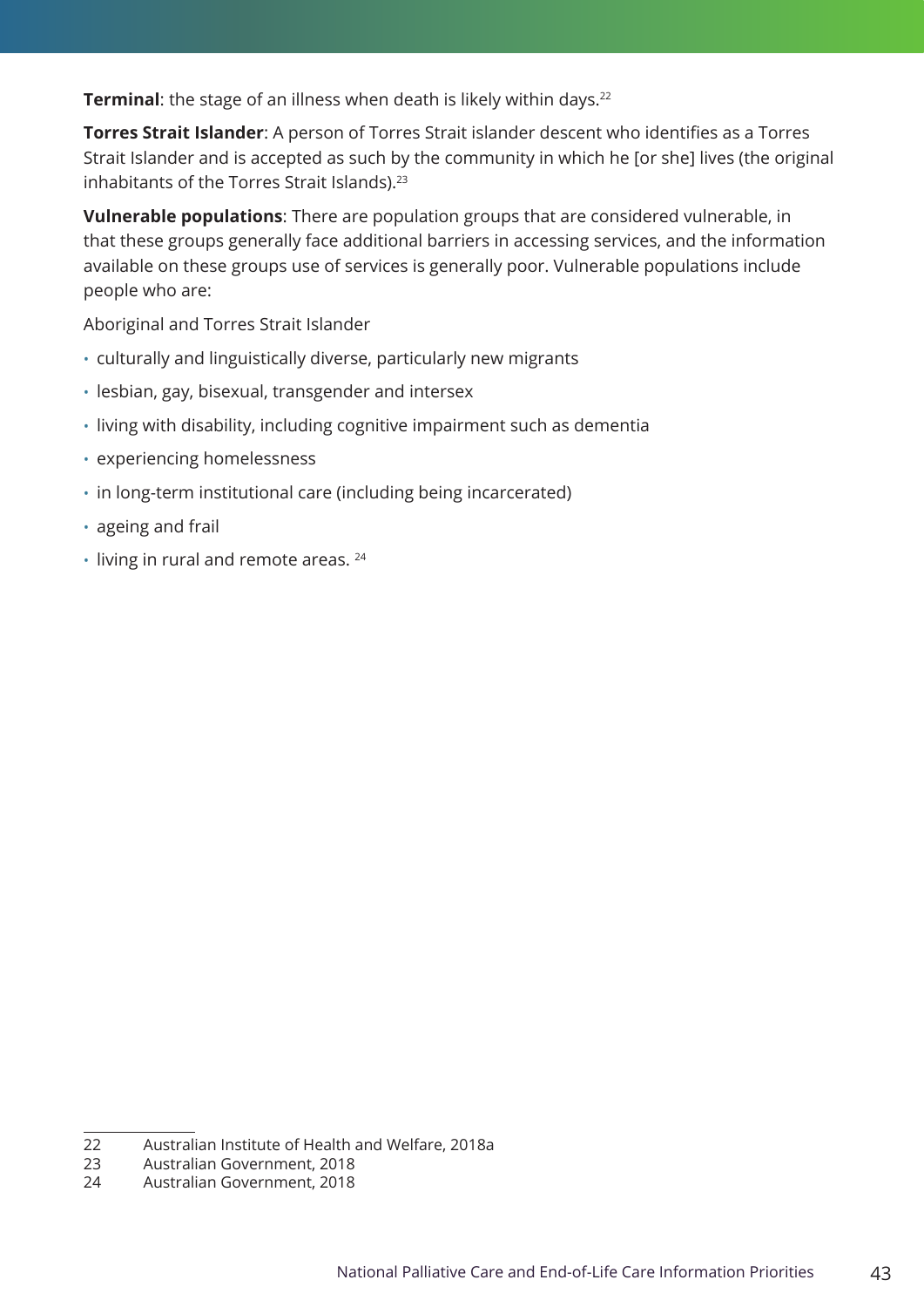**Terminal**: the stage of an illness when death is likely within days.[22]

**Torres Strait Islander**: A person of Torres Strait islander descent who identifies as a Torres Strait Islander and is accepted as such by the community in which he [or she] lives (the original inhabitants of the Torres Strait Islands).[23]

**Vulnerable populations**: There are population groups that are considered vulnerable, in that these groups generally face additional barriers in accessing services, and the information available on these groups use of services is generally poor. Vulnerable populations include people who are:

Aboriginal and Torres Strait Islander

- culturally and linguistically diverse, particularly new migrants
- lesbian, gay, bisexual, transgender and intersex
- living with disability, including cognitive impairment such as dementia
- experiencing homelessness
- in long-term institutional care (including being incarcerated)
- ageing and frail
- living in rural and remote areas. [24]

---

22 Australian Institute of Health and Welfare, 2018a
23 Australian Government, 2018
24 Australian Government, 2018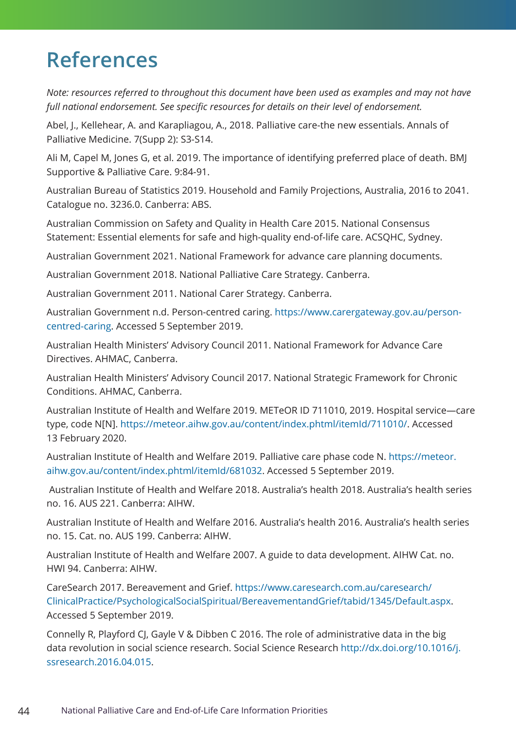# References

*Note: resources referred to throughout this document have been used as examples and may not have full national endorsement. See specific resources for details on their level of endorsement.*

Abel, J., Kellehear, A. and Karapliagou, A., 2018. Palliative care-the new essentials. Annals of Palliative Medicine. 7(Supp 2): S3-S14.

Ali M, Capel M, Jones G, et al. 2019. The importance of identifying preferred place of death. BMJ Supportive & Palliative Care. 9:84-91.

Australian Bureau of Statistics 2019. Household and Family Projections, Australia, 2016 to 2041. Catalogue no. 3236.0. Canberra: ABS.

Australian Commission on Safety and Quality in Health Care 2015. National Consensus Statement: Essential elements for safe and high-quality end-of-life care. ACSQHC, Sydney.

Australian Government 2021. National Framework for advance care planning documents.

Australian Government 2018. National Palliative Care Strategy. Canberra.

Australian Government 2011. National Carer Strategy. Canberra.

Australian Government n.d. Person-centred caring. https://www.carergateway.gov.au/person-centred-caring. Accessed 5 September 2019.

Australian Health Ministers' Advisory Council 2011. National Framework for Advance Care Directives. AHMAC, Canberra.

Australian Health Ministers' Advisory Council 2017. National Strategic Framework for Chronic Conditions. AHMAC, Canberra.

Australian Institute of Health and Welfare 2019. METeOR ID 711010, 2019. Hospital service—care type, code N[N]. https://meteor.aihw.gov.au/content/index.phtml/itemId/711010/. Accessed 13 February 2020.

Australian Institute of Health and Welfare 2019. Palliative care phase code N. https://meteor.aihw.gov.au/content/index.phtml/itemId/681032. Accessed 5 September 2019.

Australian Institute of Health and Welfare 2018. Australia's health 2018. Australia's health series no. 16. AUS 221. Canberra: AIHW.

Australian Institute of Health and Welfare 2016. Australia's health 2016. Australia's health series no. 15. Cat. no. AUS 199. Canberra: AIHW.

Australian Institute of Health and Welfare 2007. A guide to data development. AIHW Cat. no. HWI 94. Canberra: AIHW.

CareSearch 2017. Bereavement and Grief. https://www.caresearch.com.au/caresearch/ClinicalPractice/PsychologicalSocialSpiritual/BereavementandGrief/tabid/1345/Default.aspx. Accessed 5 September 2019.

Connelly R, Playford CJ, Gayle V & Dibben C 2016. The role of administrative data in the big data revolution in social science research. Social Science Research http://dx.doi.org/10.1016/j.ssresearch.2016.04.015.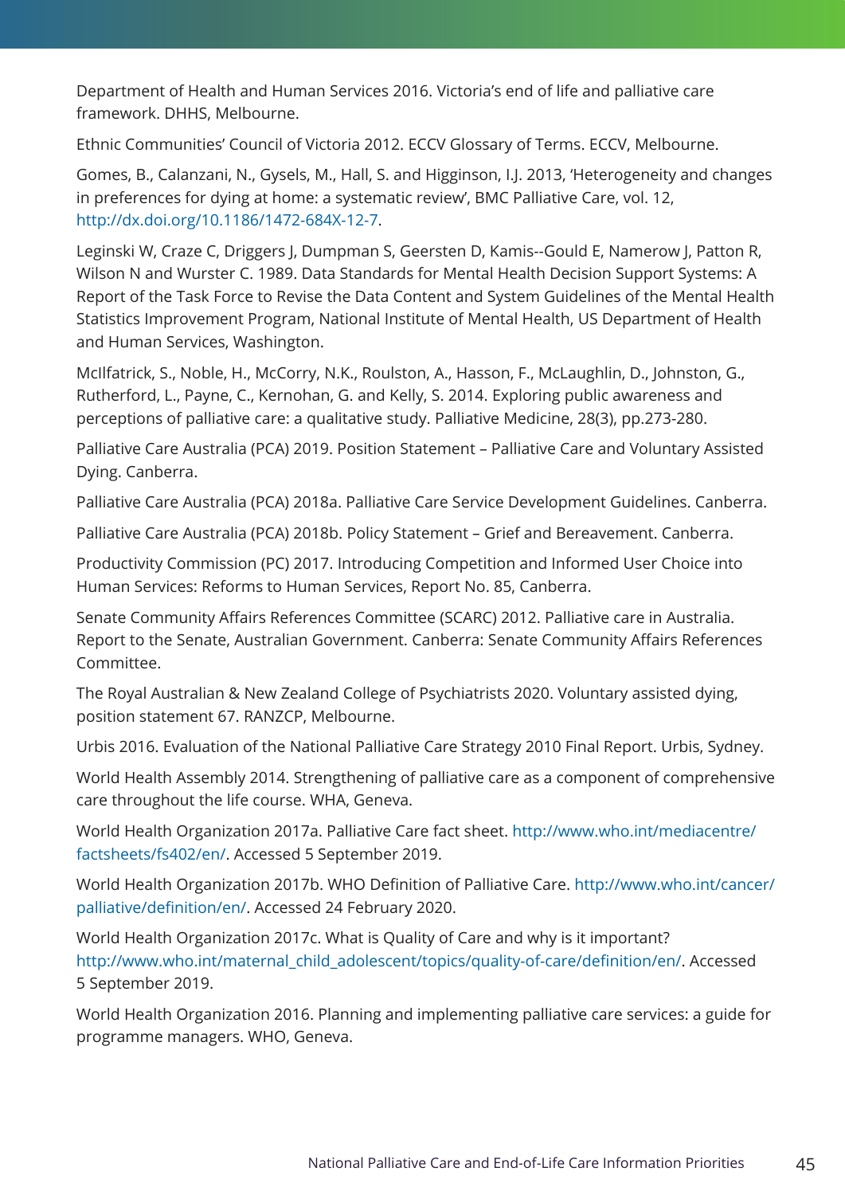Department of Health and Human Services 2016. Victoria's end of life and palliative care framework. DHHS, Melbourne.

Ethnic Communities' Council of Victoria 2012. ECCV Glossary of Terms. ECCV, Melbourne.

Gomes, B., Calanzani, N., Gysels, M., Hall, S. and Higginson, I.J. 2013, 'Heterogeneity and changes in preferences for dying at home: a systematic review', BMC Palliative Care, vol. 12, http://dx.doi.org/10.1186/1472-684X-12-7.

Leginski W, Craze C, Driggers J, Dumpman S, Geersten D, Kamis--Gould E, Namerow J, Patton R, Wilson N and Wurster C. 1989. Data Standards for Mental Health Decision Support Systems: A Report of the Task Force to Revise the Data Content and System Guidelines of the Mental Health Statistics Improvement Program, National Institute of Mental Health, US Department of Health and Human Services, Washington.

McIlfatrick, S., Noble, H., McCorry, N.K., Roulston, A., Hasson, F., McLaughlin, D., Johnston, G., Rutherford, L., Payne, C., Kernohan, G. and Kelly, S. 2014. Exploring public awareness and perceptions of palliative care: a qualitative study. Palliative Medicine, 28(3), pp.273-280.

Palliative Care Australia (PCA) 2019. Position Statement – Palliative Care and Voluntary Assisted Dying. Canberra.

Palliative Care Australia (PCA) 2018a. Palliative Care Service Development Guidelines. Canberra.

Palliative Care Australia (PCA) 2018b. Policy Statement – Grief and Bereavement. Canberra.

Productivity Commission (PC) 2017. Introducing Competition and Informed User Choice into Human Services: Reforms to Human Services, Report No. 85, Canberra.

Senate Community Affairs References Committee (SCARC) 2012. Palliative care in Australia. Report to the Senate, Australian Government. Canberra: Senate Community Affairs References Committee.

The Royal Australian & New Zealand College of Psychiatrists 2020. Voluntary assisted dying, position statement 67. RANZCP, Melbourne.

Urbis 2016. Evaluation of the National Palliative Care Strategy 2010 Final Report. Urbis, Sydney.

World Health Assembly 2014. Strengthening of palliative care as a component of comprehensive care throughout the life course. WHA, Geneva.

World Health Organization 2017a. Palliative Care fact sheet. http://www.who.int/mediacentre/factsheets/fs402/en/. Accessed 5 September 2019.

World Health Organization 2017b. WHO Definition of Palliative Care. http://www.who.int/cancer/palliative/definition/en/. Accessed 24 February 2020.

World Health Organization 2017c. What is Quality of Care and why is it important? http://www.who.int/maternal_child_adolescent/topics/quality-of-care/definition/en/. Accessed 5 September 2019.

World Health Organization 2016. Planning and implementing palliative care services: a guide for programme managers. WHO, Geneva.